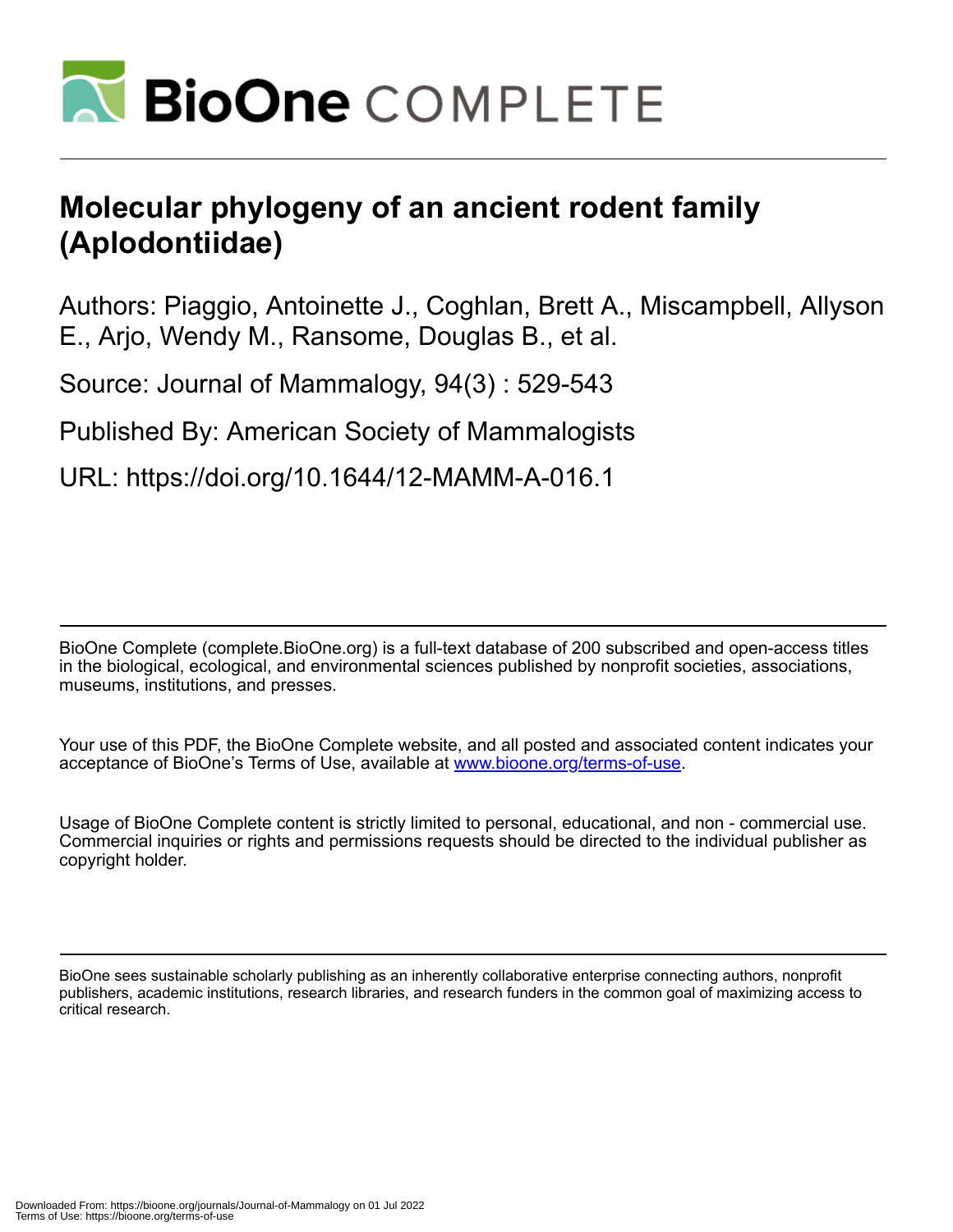# Molecular phylogeny of an ancient rodent family (Aplodontiidae)

Authors: Piaggio, Antoinette J., Coghlan, Brett A., Miscampbell, Allyson E., Arjo, Wendy M., Ransome, Douglas B., et al.

Source: Journal of Mammalogy, 94(3) : 529-543

Published By: American Society of Mammalogists

URL: https://doi.org/10.1644/12-MAMM-A-016.1

BioOne Complete (complete.BioOne.org) is a full-text database of 200 subscribed and open-access titles in the biological, ecological, and environmental sciences published by nonprofit societies, associations, museums, institutions, and presses.

Your use of this PDF, the BioOne Complete website, and all posted and associated content indicates your acceptance of BioOne's Terms of Use, available at www.bioone.org/terms-of-use.

Usage of BioOne Complete content is strictly limited to personal, educational, and non - commercial use. Commercial inquiries or rights and permissions requests should be directed to the individual publisher as copyright holder.

BioOne sees sustainable scholarly publishing as an inherently collaborative enterprise connecting authors, nonprofit publishers, academic institutions, research libraries, and research funders in the common goal of maximizing access to critical research.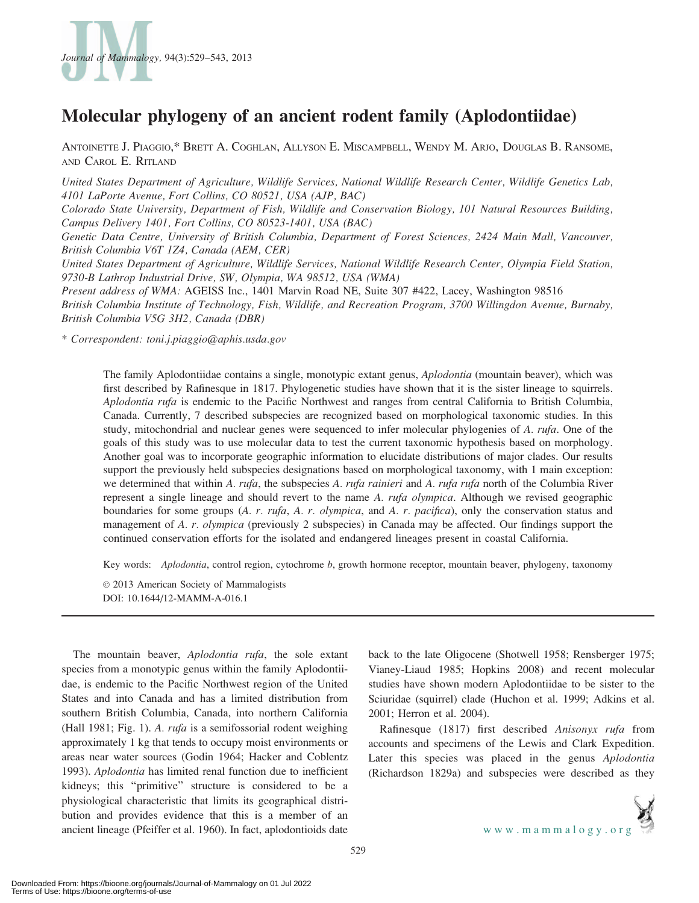# Molecular phylogeny of an ancient rodent family (Aplodontiidae)

Antoinette J. Piaggio,* Brett A. Coghlan, Allyson E. Miscampbell, Wendy M. Arjo, Douglas B. Ransome, and Carol E. Ritland

*United States Department of Agriculture, Wildlife Services, National Wildlife Research Center, Wildlife Genetics Lab, 4101 LaPorte Avenue, Fort Collins, CO 80521, USA (AJP, BAC)*

*Colorado State University, Department of Fish, Wildlife and Conservation Biology, 101 Natural Resources Building, Campus Delivery 1401, Fort Collins, CO 80523-1401, USA (BAC)*

*Genetic Data Centre, University of British Columbia, Department of Forest Sciences, 2424 Main Mall, Vancouver, British Columbia V6T 1Z4, Canada (AEM, CER)*

*United States Department of Agriculture, Wildlife Services, National Wildlife Research Center, Olympia Field Station, 9730-B Lathrop Industrial Drive, SW, Olympia, WA 98512, USA (WMA)*

*Present address of WMA:* AGEISS Inc., 1401 Marvin Road NE, Suite 307 #422, Lacey, Washington 98516

*British Columbia Institute of Technology, Fish, Wildlife, and Recreation Program, 3700 Willingdon Avenue, Burnaby, British Columbia V5G 3H2, Canada (DBR)*

\* *Correspondent: toni.j.piaggio@aphis.usda.gov*

The family Aplodontiidae contains a single, monotypic extant genus, *Aplodontia* (mountain beaver), which was first described by Rafinesque in 1817. Phylogenetic studies have shown that it is the sister lineage to squirrels. *Aplodontia rufa* is endemic to the Pacific Northwest and ranges from central California to British Columbia, Canada. Currently, 7 described subspecies are recognized based on morphological taxonomic studies. In this study, mitochondrial and nuclear genes were sequenced to infer molecular phylogenies of *A. rufa*. One of the goals of this study was to use molecular data to test the current taxonomic hypothesis based on morphology. Another goal was to incorporate geographic information to elucidate distributions of major clades. Our results support the previously held subspecies designations based on morphological taxonomy, with 1 main exception: we determined that within *A. rufa*, the subspecies *A. rufa rainieri* and *A. rufa rufa* north of the Columbia River represent a single lineage and should revert to the name *A. rufa olympica*. Although we revised geographic boundaries for some groups (*A. r. rufa*, *A. r. olympica*, and *A. r. pacifica*), only the conservation status and management of *A. r. olympica* (previously 2 subspecies) in Canada may be affected. Our findings support the continued conservation efforts for the isolated and endangered lineages present in coastal California.

Key words: *Aplodontia*, control region, cytochrome *b*, growth hormone receptor, mountain beaver, phylogeny, taxonomy

© 2013 American Society of Mammalogists
DOI: 10.1644/12-MAMM-A-016.1

The mountain beaver, *Aplodontia rufa*, the sole extant species from a monotypic genus within the family Aplodontiidae, is endemic to the Pacific Northwest region of the United States and into Canada and has a limited distribution from southern British Columbia, Canada, into northern California (Hall 1981; Fig. 1). *A. rufa* is a semifossorial rodent weighing approximately 1 kg that tends to occupy moist environments or areas near water sources (Godin 1964; Hacker and Coblentz 1993). *Aplodontia* has limited renal function due to inefficient kidneys; this "primitive" structure is considered to be a physiological characteristic that limits its geographical distribution and provides evidence that this is a member of an ancient lineage (Pfeiffer et al. 1960). In fact, aplodontioids date back to the late Oligocene (Shotwell 1958; Rensberger 1975; Vianey-Liaud 1985; Hopkins 2008) and recent molecular studies have shown modern Aplodontiidae to be sister to the Sciuridae (squirrel) clade (Huchon et al. 1999; Adkins et al. 2001; Herron et al. 2004).

Rafinesque (1817) first described *Anisonyx rufa* from accounts and specimens of the Lewis and Clark Expedition. Later this species was placed in the genus *Aplodontia* (Richardson 1829a) and subspecies were described as they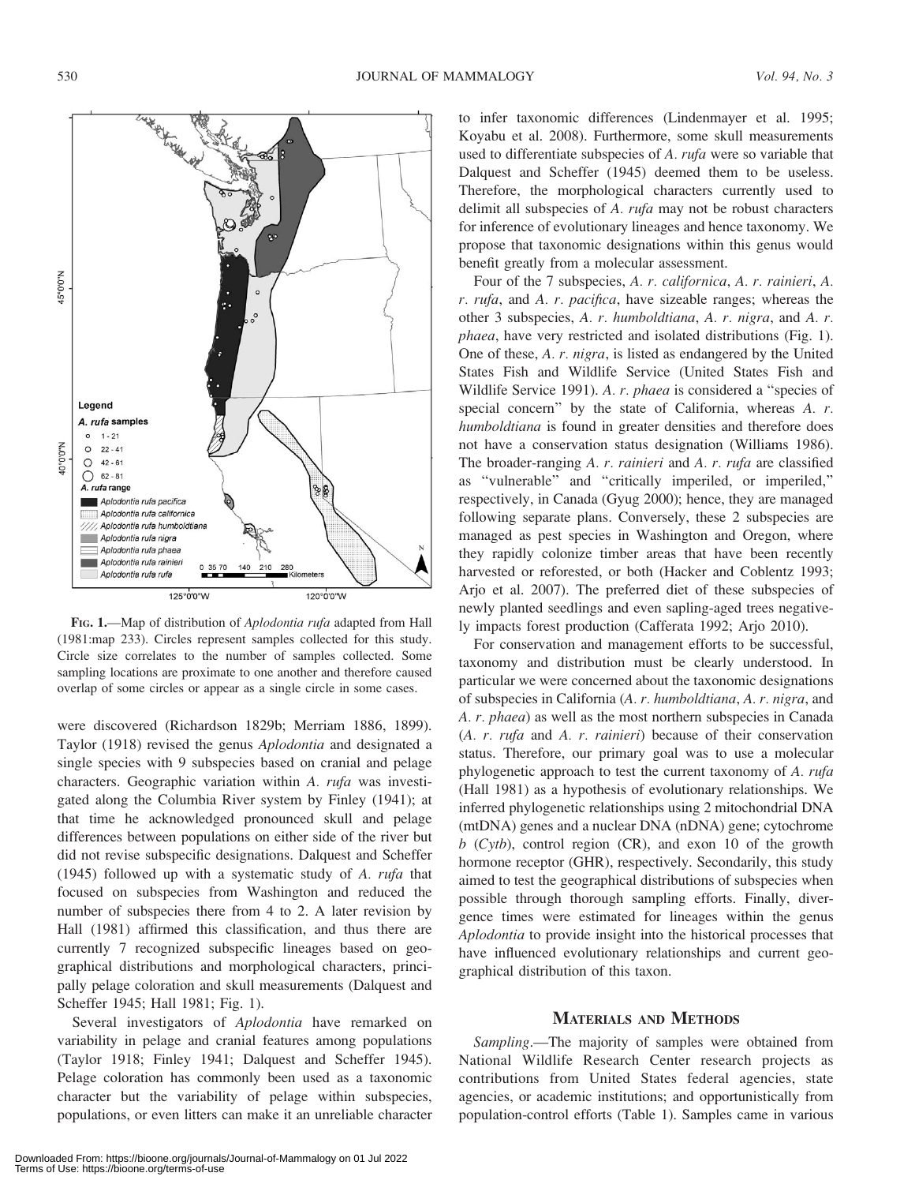FIG. 1.—Map of distribution of *Aplodontia rufa* adapted from Hall (1981:map 233). Circles represent samples collected for this study. Circle size correlates to the number of samples collected. Some sampling locations are proximate to one another and therefore caused overlap of some circles or appear as a single circle in some cases.

were discovered (Richardson 1829b; Merriam 1886, 1899). Taylor (1918) revised the genus *Aplodontia* and designated a single species with 9 subspecies based on cranial and pelage characters. Geographic variation within *A. rufa* was investigated along the Columbia River system by Finley (1941); at that time he acknowledged pronounced skull and pelage differences between populations on either side of the river but did not revise subspecific designations. Dalquest and Scheffer (1945) followed up with a systematic study of *A. rufa* that focused on subspecies from Washington and reduced the number of subspecies there from 4 to 2. A later revision by Hall (1981) affirmed this classification, and thus there are currently 7 recognized subspecific lineages based on geographical distributions and morphological characters, principally pelage coloration and skull measurements (Dalquest and Scheffer 1945; Hall 1981; Fig. 1).

Several investigators of *Aplodontia* have remarked on variability in pelage and cranial features among populations (Taylor 1918; Finley 1941; Dalquest and Scheffer 1945). Pelage coloration has commonly been used as a taxonomic character but the variability of pelage within subspecies, populations, or even litters can make it an unreliable character to infer taxonomic differences (Lindenmayer et al. 1995; Koyabu et al. 2008). Furthermore, some skull measurements used to differentiate subspecies of *A. rufa* were so variable that Dalquest and Scheffer (1945) deemed them to be useless. Therefore, the morphological characters currently used to delimit all subspecies of *A. rufa* may not be robust characters for inference of evolutionary lineages and hence taxonomy. We propose that taxonomic designations within this genus would benefit greatly from a molecular assessment.

Four of the 7 subspecies, *A. r. californica*, *A. r. rainieri*, *A. r. rufa*, and *A. r. pacifica*, have sizeable ranges; whereas the other 3 subspecies, *A. r. humboldtiana*, *A. r. nigra*, and *A. r. phaea*, have very restricted and isolated distributions (Fig. 1). One of these, *A. r. nigra*, is listed as endangered by the United States Fish and Wildlife Service (United States Fish and Wildlife Service 1991). *A. r. phaea* is considered a "species of special concern" by the state of California, whereas *A. r. humboldtiana* is found in greater densities and therefore does not have a conservation status designation (Williams 1986). The broader-ranging *A. r. rainieri* and *A. r. rufa* are classified as "vulnerable" and "critically imperiled, or imperiled," respectively, in Canada (Gyug 2000); hence, they are managed following separate plans. Conversely, these 2 subspecies are managed as pest species in Washington and Oregon, where they rapidly colonize timber areas that have been recently harvested or reforested, or both (Hacker and Coblentz 1993; Arjo et al. 2007). The preferred diet of these subspecies of newly planted seedlings and even sapling-aged trees negatively impacts forest production (Cafferata 1992; Arjo 2010).

For conservation and management efforts to be successful, taxonomy and distribution must be clearly understood. In particular we were concerned about the taxonomic designations of subspecies in California (*A. r. humboldtiana*, *A. r. nigra*, and *A. r. phaea*) as well as the most northern subspecies in Canada (*A. r. rufa* and *A. r. rainieri*) because of their conservation status. Therefore, our primary goal was to use a molecular phylogenetic approach to test the current taxonomy of *A. rufa* (Hall 1981) as a hypothesis of evolutionary relationships. We inferred phylogenetic relationships using 2 mitochondrial DNA (mtDNA) genes and a nuclear DNA (nDNA) gene; cytochrome *b* (*Cytb*), control region (CR), and exon 10 of the growth hormone receptor (GHR), respectively. Secondarily, this study aimed to test the geographical distributions of subspecies when possible through thorough sampling efforts. Finally, divergence times were estimated for lineages within the genus *Aplodontia* to provide insight into the historical processes that have influenced evolutionary relationships and current geographical distribution of this taxon.

## MATERIALS AND METHODS

*Sampling*.—The majority of samples were obtained from National Wildlife Research Center research projects as contributions from United States federal agencies, state agencies, or academic institutions; and opportunistically from population-control efforts (Table 1). Samples came in various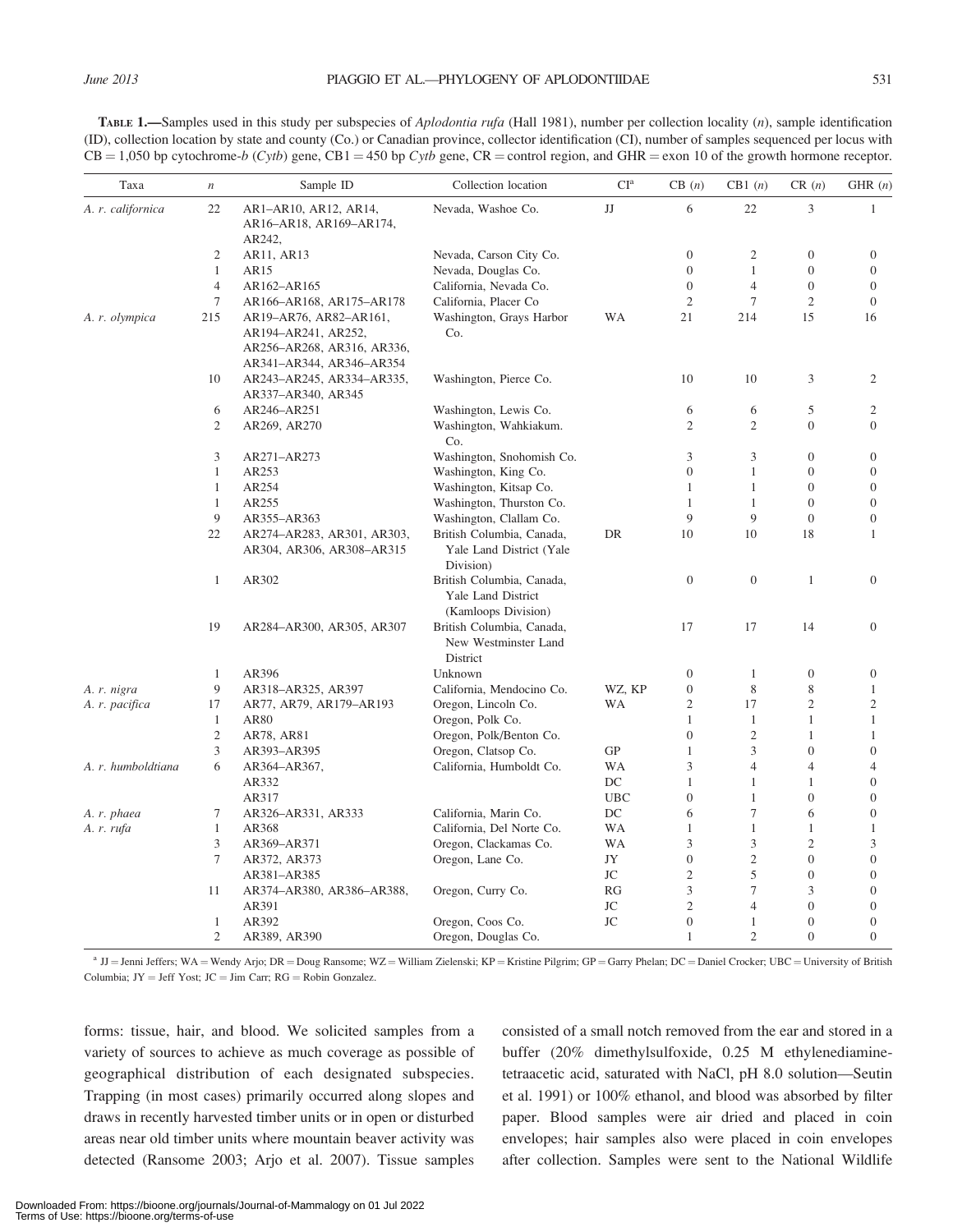**TABLE 1.**—Samples used in this study per subspecies of *Aplodontia rufa* (Hall 1981), number per collection locality ($n$), sample identification (ID), collection location by state and county (Co.) or Canadian province, collector identification (CI), number of samples sequenced per locus with CB = 1,050 bp cytochrome-*b* (*Cytb*) gene, CB1 = 450 bp *Cytb* gene, CR = control region, and GHR = exon 10 of the growth hormone receptor.

| Taxa | $n$ | Sample ID | Collection location | CI[a] | CB ($n$) | CB1 ($n$) | CR ($n$) | GHR ($n$) |
|---|---|---|---|---|---|---|---|---|
| *A. r. californica* | 22 | AR1–AR10, AR12, AR14, AR16–AR18, AR169–AR174, AR242, | Nevada, Washoe Co. | JJ | 6 | 22 | 3 | 1 |
| | 2 | AR11, AR13 | Nevada, Carson City Co. | | 0 | 2 | 0 | 0 |
| | 1 | AR15 | Nevada, Douglas Co. | | 0 | 1 | 0 | 0 |
| | 4 | AR162–AR165 | California, Nevada Co. | | 0 | 4 | 0 | 0 |
| | 7 | AR166–AR168, AR175–AR178 | California, Placer Co | | 2 | 7 | 2 | 0 |
| *A. r. olympica* | 215 | AR19–AR76, AR82–AR161, AR194–AR241, AR252, AR256–AR268, AR316, AR336, AR341–AR344, AR346–AR354 | Washington, Grays Harbor Co. | WA | 21 | 214 | 15 | 16 |
| | 10 | AR243–AR245, AR334–AR335, AR337–AR340, AR345 | Washington, Pierce Co. | | 10 | 10 | 3 | 2 |
| | 6 | AR246–AR251 | Washington, Lewis Co. | | 6 | 6 | 5 | 2 |
| | 2 | AR269, AR270 | Washington, Wahkiakum. Co. | | 2 | 2 | 0 | 0 |
| | 3 | AR271–AR273 | Washington, Snohomish Co. | | 3 | 3 | 0 | 0 |
| | 1 | AR253 | Washington, King Co. | | 0 | 1 | 0 | 0 |
| | 1 | AR254 | Washington, Kitsap Co. | | 1 | 1 | 0 | 0 |
| | 1 | AR255 | Washington, Thurston Co. | | 1 | 1 | 0 | 0 |
| | 9 | AR355–AR363 | Washington, Clallam Co. | | 9 | 9 | 0 | 0 |
| | 22 | AR274–AR283, AR301, AR303, AR304, AR306, AR308–AR315 | British Columbia, Canada, Yale Land District (Yale Division) | DR | 10 | 10 | 18 | 1 |
| | 1 | AR302 | British Columbia, Canada, Yale Land District (Kamloops Division) | | 0 | 0 | 1 | 0 |
| | 19 | AR284–AR300, AR305, AR307 | British Columbia, Canada, New Westminster Land District | | 17 | 17 | 14 | 0 |
| | 1 | AR396 | Unknown | | 0 | 1 | 0 | 0 |
| *A. r. nigra* | 9 | AR318–AR325, AR397 | California, Mendocino Co. | WZ, KP | 0 | 8 | 8 | 1 |
| *A. r. pacifica* | 17 | AR77, AR79, AR179–AR193 | Oregon, Lincoln Co. | WA | 2 | 17 | 2 | 2 |
| | 1 | AR80 | Oregon, Polk Co. | | 1 | 1 | 1 | 1 |
| | 2 | AR78, AR81 | Oregon, Polk/Benton Co. | | 0 | 2 | 1 | 1 |
| | 3 | AR393–AR395 | Oregon, Clatsop Co. | GP | 1 | 3 | 0 | 0 |
| *A. r. humboldtiana* | 6 | AR364–AR367, | California, Humboldt Co. | WA | 3 | 4 | 4 | 4 |
| | | AR332 | | DC | 1 | 1 | 1 | 0 |
| | | AR317 | | UBC | 0 | 1 | 0 | 0 |
| *A. r. phaea* | 7 | AR326–AR331, AR333 | California, Marin Co. | DC | 6 | 7 | 6 | 0 |
| *A. r. rufa* | 1 | AR368 | California, Del Norte Co. | WA | 1 | 1 | 1 | 1 |
| | 3 | AR369–AR371 | Oregon, Clackamas Co. | WA | 3 | 3 | 2 | 3 |
| | 7 | AR372, AR373 | Oregon, Lane Co. | JY | 0 | 2 | 0 | 0 |
| | | AR381–AR385 | | JC | 2 | 5 | 0 | 0 |
| | 11 | AR374–AR380, AR386–AR388, | Oregon, Curry Co. | RG | 3 | 7 | 3 | 0 |
| | | AR391 | | JC | 2 | 4 | 0 | 0 |
| | 1 | AR392 | Oregon, Coos Co. | JC | 0 | 1 | 0 | 0 |
| | 2 | AR389, AR390 | Oregon, Douglas Co. | | 1 | 2 | 0 | 0 |

[a] JJ = Jenni Jeffers; WA = Wendy Arjo; DR = Doug Ransome; WZ = William Zielenski; KP = Kristine Pilgrim; GP = Garry Phelan; DC = Daniel Crocker; UBC = University of British Columbia; JY = Jeff Yost; JC = Jim Carr; RG = Robin Gonzalez.

forms: tissue, hair, and blood. We solicited samples from a variety of sources to achieve as much coverage as possible of geographical distribution of each designated subspecies. Trapping (in most cases) primarily occurred along slopes and draws in recently harvested timber units or in open or disturbed areas near old timber units where mountain beaver activity was detected (Ransome 2003; Arjo et al. 2007). Tissue samples consisted of a small notch removed from the ear and stored in a buffer (20% dimethylsulfoxide, 0.25 M ethylenediaminetetraacetic acid, saturated with NaCl, pH 8.0 solution—Seutin et al. 1991) or 100% ethanol, and blood was absorbed by filter paper. Blood samples were air dried and placed in coin envelopes; hair samples also were placed in coin envelopes after collection. Samples were sent to the National Wildlife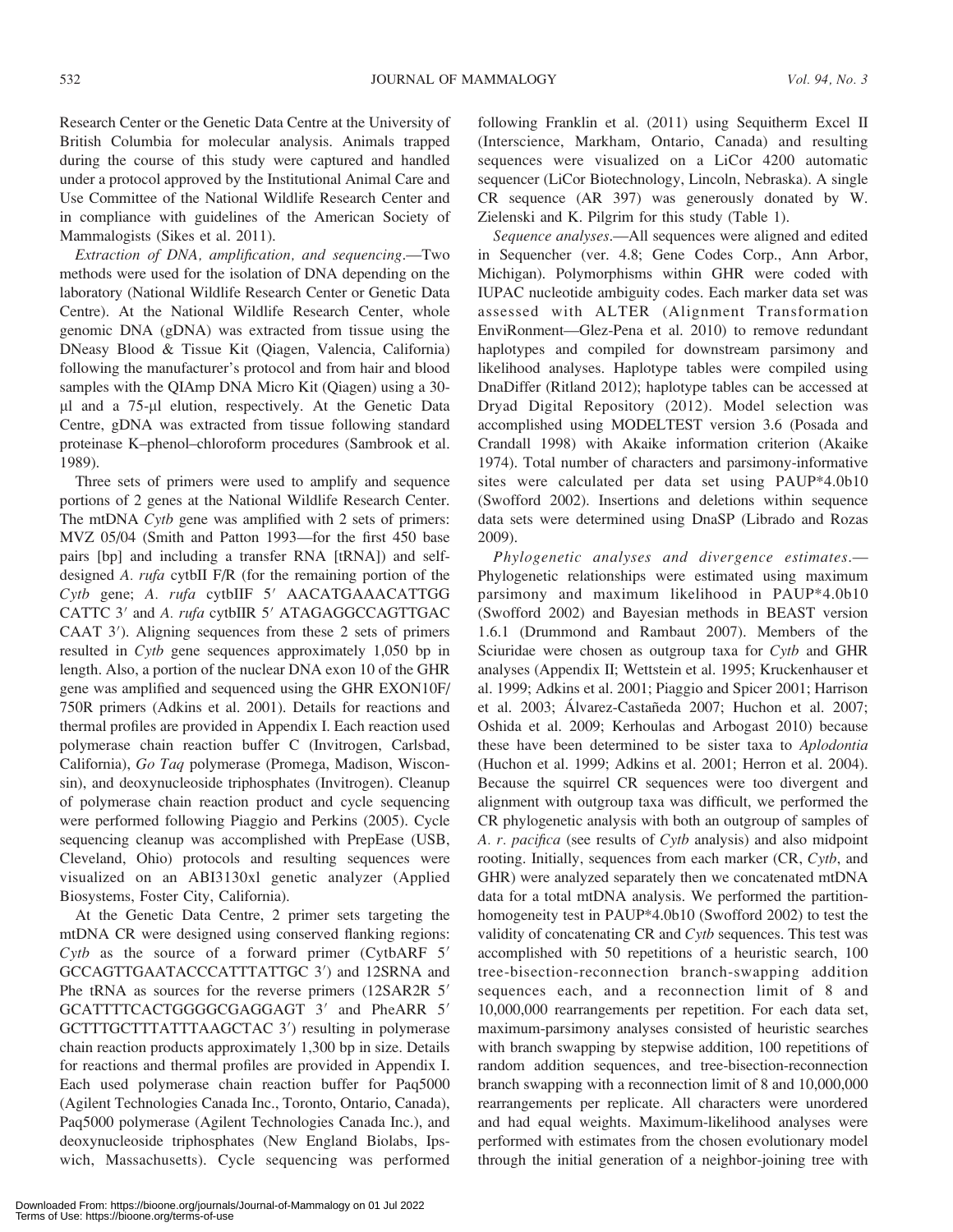Research Center or the Genetic Data Centre at the University of British Columbia for molecular analysis. Animals trapped during the course of this study were captured and handled under a protocol approved by the Institutional Animal Care and Use Committee of the National Wildlife Research Center and in compliance with guidelines of the American Society of Mammalogists (Sikes et al. 2011).

*Extraction of DNA, amplification, and sequencing*.—Two methods were used for the isolation of DNA depending on the laboratory (National Wildlife Research Center or Genetic Data Centre). At the National Wildlife Research Center, whole genomic DNA (gDNA) was extracted from tissue using the DNeasy Blood & Tissue Kit (Qiagen, Valencia, California) following the manufacturer's protocol and from hair and blood samples with the QIAmp DNA Micro Kit (Qiagen) using a 30-μl and a 75-μl elution, respectively. At the Genetic Data Centre, gDNA was extracted from tissue following standard proteinase K–phenol–chloroform procedures (Sambrook et al. 1989).

Three sets of primers were used to amplify and sequence portions of 2 genes at the National Wildlife Research Center. The mtDNA *Cytb* gene was amplified with 2 sets of primers: MVZ 05/04 (Smith and Patton 1993—for the first 450 base pairs [bp] and including a transfer RNA [tRNA]) and self-designed *A. rufa* cytbII F/R (for the remaining portion of the *Cytb* gene; *A. rufa* cytbIIF 5′ AACATGAAACATTGG CATTC 3′ and *A. rufa* cytbIIR 5′ ATAGAGGCCAGTTGAC CAAT 3′). Aligning sequences from these 2 sets of primers resulted in *Cytb* gene sequences approximately 1,050 bp in length. Also, a portion of the nuclear DNA exon 10 of the GHR gene was amplified and sequenced using the GHR EXON10F/750R primers (Adkins et al. 2001). Details for reactions and thermal profiles are provided in Appendix I. Each reaction used polymerase chain reaction buffer C (Invitrogen, Carlsbad, California), *Go Taq* polymerase (Promega, Madison, Wisconsin), and deoxynucleoside triphosphates (Invitrogen). Cleanup of polymerase chain reaction product and cycle sequencing were performed following Piaggio and Perkins (2005). Cycle sequencing cleanup was accomplished with PrepEase (USB, Cleveland, Ohio) protocols and resulting sequences were visualized on an ABI3130xl genetic analyzer (Applied Biosystems, Foster City, California).

At the Genetic Data Centre, 2 primer sets targeting the mtDNA CR were designed using conserved flanking regions: *Cytb* as the source of a forward primer (CytbARF 5′ GCCAGTTGAATACCCATTTATTGC 3′) and 12SRNA and Phe tRNA as sources for the reverse primers (12SAR2R 5′ GCATTTTCACTGGGGCGAGGAGT 3′ and PheARR 5′ GCTTTGCTTTATTTAAGCTAC 3′) resulting in polymerase chain reaction products approximately 1,300 bp in size. Details for reactions and thermal profiles are provided in Appendix I. Each used polymerase chain reaction buffer for Paq5000 (Agilent Technologies Canada Inc., Toronto, Ontario, Canada), Paq5000 polymerase (Agilent Technologies Canada Inc.), and deoxynucleoside triphosphates (New England Biolabs, Ipswich, Massachusetts). Cycle sequencing was performed following Franklin et al. (2011) using Sequitherm Excel II (Interscience, Markham, Ontario, Canada) and resulting sequences were visualized on a LiCor 4200 automatic sequencer (LiCor Biotechnology, Lincoln, Nebraska). A single CR sequence (AR 397) was generously donated by W. Zielenski and K. Pilgrim for this study (Table 1).

*Sequence analyses*.—All sequences were aligned and edited in Sequencher (ver. 4.8; Gene Codes Corp., Ann Arbor, Michigan). Polymorphisms within GHR were coded with IUPAC nucleotide ambiguity codes. Each marker data set was assessed with ALTER (Alignment Transformation EnviRonment—Glez-Pena et al. 2010) to remove redundant haplotypes and compiled for downstream parsimony and likelihood analyses. Haplotype tables were compiled using DnaDiffer (Ritland 2012); haplotype tables can be accessed at Dryad Digital Repository (2012). Model selection was accomplished using MODELTEST version 3.6 (Posada and Crandall 1998) with Akaike information criterion (Akaike 1974). Total number of characters and parsimony-informative sites were calculated per data set using PAUP*4.0b10 (Swofford 2002). Insertions and deletions within sequence data sets were determined using DnaSP (Librado and Rozas 2009).

*Phylogenetic analyses and divergence estimates*.—Phylogenetic relationships were estimated using maximum parsimony and maximum likelihood in PAUP*4.0b10 (Swofford 2002) and Bayesian methods in BEAST version 1.6.1 (Drummond and Rambaut 2007). Members of the Sciuridae were chosen as outgroup taxa for *Cytb* and GHR analyses (Appendix II; Wettstein et al. 1995; Kruckenhauser et al. 1999; Adkins et al. 2001; Piaggio and Spicer 2001; Harrison et al. 2003; Álvarez-Castañeda 2007; Huchon et al. 2007; Oshida et al. 2009; Kerhoulas and Arbogast 2010) because these have been determined to be sister taxa to *Aplodontia* (Huchon et al. 1999; Adkins et al. 2001; Herron et al. 2004). Because the squirrel CR sequences were too divergent and alignment with outgroup taxa was difficult, we performed the CR phylogenetic analysis with both an outgroup of samples of *A. r. pacifica* (see results of *Cytb* analysis) and also midpoint rooting. Initially, sequences from each marker (CR, *Cytb*, and GHR) were analyzed separately then we concatenated mtDNA data for a total mtDNA analysis. We performed the partition-homogeneity test in PAUP*4.0b10 (Swofford 2002) to test the validity of concatenating CR and *Cytb* sequences. This test was accomplished with 50 repetitions of a heuristic search, 100 tree-bisection-reconnection branch-swapping addition sequences each, and a reconnection limit of 8 and 10,000,000 rearrangements per repetition. For each data set, maximum-parsimony analyses consisted of heuristic searches with branch swapping by stepwise addition, 100 repetitions of random addition sequences, and tree-bisection-reconnection branch swapping with a reconnection limit of 8 and 10,000,000 rearrangements per replicate. All characters were unordered and had equal weights. Maximum-likelihood analyses were performed with estimates from the chosen evolutionary model through the initial generation of a neighbor-joining tree with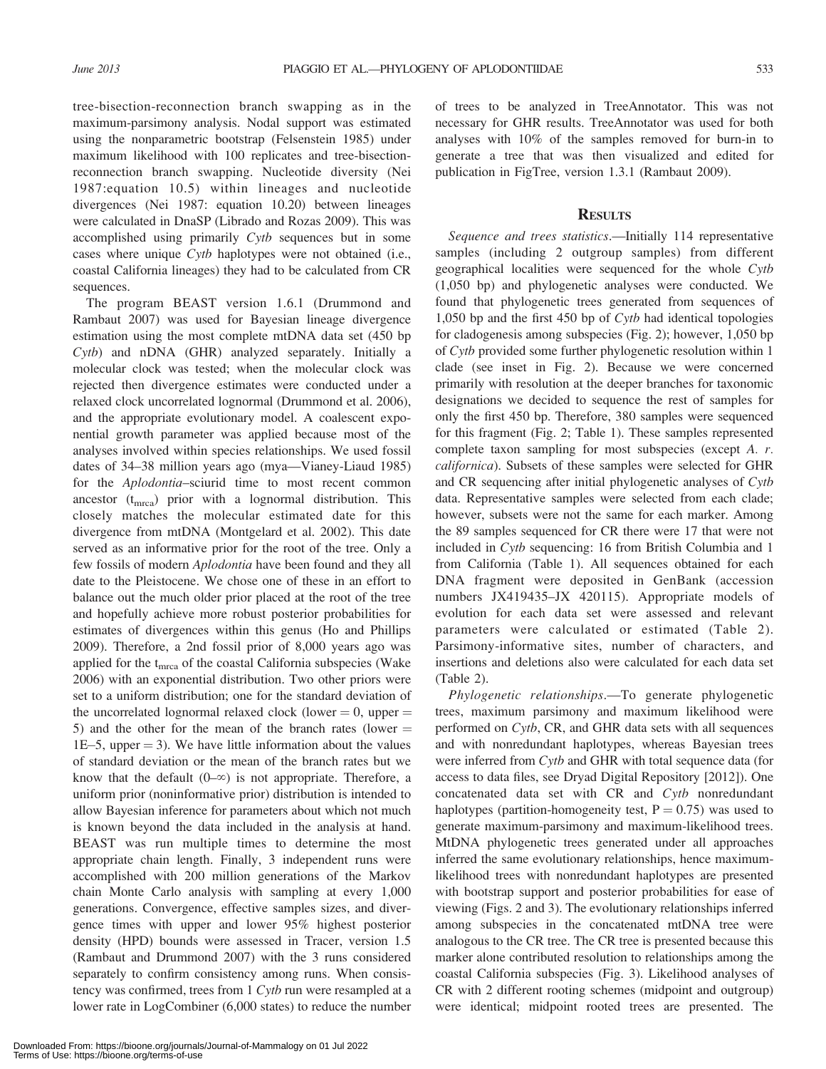tree-bisection-reconnection branch swapping as in the maximum-parsimony analysis. Nodal support was estimated using the nonparametric bootstrap (Felsenstein 1985) under maximum likelihood with 100 replicates and tree-bisection-reconnection branch swapping. Nucleotide diversity (Nei 1987:equation 10.5) within lineages and nucleotide divergences (Nei 1987: equation 10.20) between lineages were calculated in DnaSP (Librado and Rozas 2009). This was accomplished using primarily *Cytb* sequences but in some cases where unique *Cytb* haplotypes were not obtained (i.e., coastal California lineages) they had to be calculated from CR sequences.

The program BEAST version 1.6.1 (Drummond and Rambaut 2007) was used for Bayesian lineage divergence estimation using the most complete mtDNA data set (450 bp *Cytb*) and nDNA (GHR) analyzed separately. Initially a molecular clock was tested; when the molecular clock was rejected then divergence estimates were conducted under a relaxed clock uncorrelated lognormal (Drummond et al. 2006), and the appropriate evolutionary model. A coalescent exponential growth parameter was applied because most of the analyses involved within species relationships. We used fossil dates of 34–38 million years ago (mya—Vianey-Liaud 1985) for the *Aplodontia*–sciurid time to most recent common ancestor ($t_{mrca}$) prior with a lognormal distribution. This closely matches the molecular estimated date for this divergence from mtDNA (Montgelard et al. 2002). This date served as an informative prior for the root of the tree. Only a few fossils of modern *Aplodontia* have been found and they all date to the Pleistocene. We chose one of these in an effort to balance out the much older prior placed at the root of the tree and hopefully achieve more robust posterior probabilities for estimates of divergences within this genus (Ho and Phillips 2009). Therefore, a 2nd fossil prior of 8,000 years ago was applied for the $t_{mrca}$ of the coastal California subspecies (Wake 2006) with an exponential distribution. Two other priors were set to a uniform distribution; one for the standard deviation of the uncorrelated lognormal relaxed clock (lower = 0, upper = 5) and the other for the mean of the branch rates (lower = 1E–5, upper = 3). We have little information about the values of standard deviation or the mean of the branch rates but we know that the default (0–∞) is not appropriate. Therefore, a uniform prior (noninformative prior) distribution is intended to allow Bayesian inference for parameters about which not much is known beyond the data included in the analysis at hand. BEAST was run multiple times to determine the most appropriate chain length. Finally, 3 independent runs were accomplished with 200 million generations of the Markov chain Monte Carlo analysis with sampling at every 1,000 generations. Convergence, effective samples sizes, and divergence times with upper and lower 95% highest posterior density (HPD) bounds were assessed in Tracer, version 1.5 (Rambaut and Drummond 2007) with the 3 runs considered separately to confirm consistency among runs. When consistency was confirmed, trees from 1 *Cytb* run were resampled at a lower rate in LogCombiner (6,000 states) to reduce the number of trees to be analyzed in TreeAnnotator. This was not necessary for GHR results. TreeAnnotator was used for both analyses with 10% of the samples removed for burn-in to generate a tree that was then visualized and edited for publication in FigTree, version 1.3.1 (Rambaut 2009).

## Results

*Sequence and trees statistics.*—Initially 114 representative samples (including 2 outgroup samples) from different geographical localities were sequenced for the whole *Cytb* (1,050 bp) and phylogenetic analyses were conducted. We found that phylogenetic trees generated from sequences of 1,050 bp and the first 450 bp of *Cytb* had identical topologies for cladogenesis among subspecies (Fig. 2); however, 1,050 bp of *Cytb* provided some further phylogenetic resolution within 1 clade (see inset in Fig. 2). Because we were concerned primarily with resolution at the deeper branches for taxonomic designations we decided to sequence the rest of samples for only the first 450 bp. Therefore, 380 samples were sequenced for this fragment (Fig. 2; Table 1). These samples represented complete taxon sampling for most subspecies (except *A. r. californica*). Subsets of these samples were selected for GHR and CR sequencing after initial phylogenetic analyses of *Cytb* data. Representative samples were selected from each clade; however, subsets were not the same for each marker. Among the 89 samples sequenced for CR there were 17 that were not included in *Cytb* sequencing: 16 from British Columbia and 1 from California (Table 1). All sequences obtained for each DNA fragment were deposited in GenBank (accession numbers JX419435–JX 420115). Appropriate models of evolution for each data set were assessed and relevant parameters were calculated or estimated (Table 2). Parsimony-informative sites, number of characters, and insertions and deletions also were calculated for each data set (Table 2).

*Phylogenetic relationships.*—To generate phylogenetic trees, maximum parsimony and maximum likelihood were performed on *Cytb*, CR, and GHR data sets with all sequences and with nonredundant haplotypes, whereas Bayesian trees were inferred from *Cytb* and GHR with total sequence data (for access to data files, see Dryad Digital Repository [2012]). One concatenated data set with CR and *Cytb* nonredundant haplotypes (partition-homogeneity test, P = 0.75) was used to generate maximum-parsimony and maximum-likelihood trees. MtDNA phylogenetic trees generated under all approaches inferred the same evolutionary relationships, hence maximum-likelihood trees with nonredundant haplotypes are presented with bootstrap support and posterior probabilities for ease of viewing (Figs. 2 and 3). The evolutionary relationships inferred among subspecies in the concatenated mtDNA tree were analogous to the CR tree. The CR tree is presented because this marker alone contributed resolution to relationships among the coastal California subspecies (Fig. 3). Likelihood analyses of CR with 2 different rooting schemes (midpoint and outgroup) were identical; midpoint rooted trees are presented. The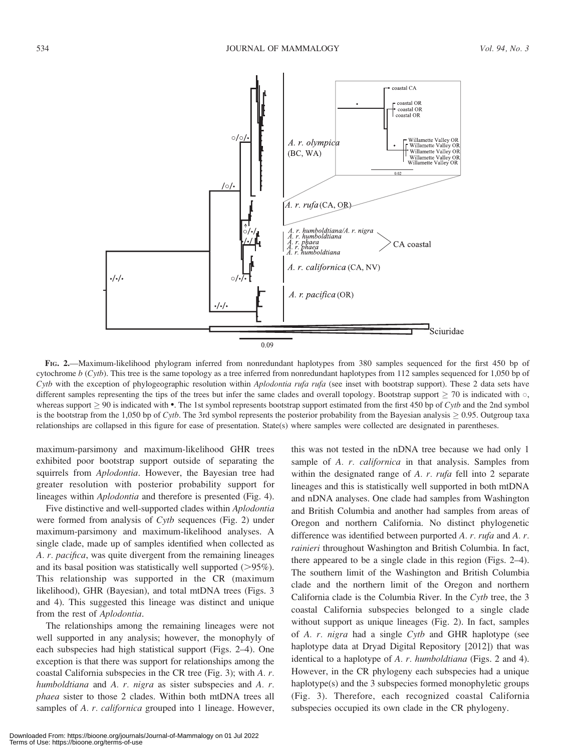FIG. 2.—Maximum-likelihood phylogram inferred from nonredundant haplotypes from 380 samples sequenced for the first 450 bp of cytochrome *b* (*Cytb*). This tree is the same topology as a tree inferred from nonredundant haplotypes from 112 samples sequenced for 1,050 bp of *Cytb* with the exception of phylogeographic resolution within *Aplodontia rufa rufa* (see inset with bootstrap support). These 2 data sets have different samples representing the tips of the trees but infer the same clades and overall topology. Bootstrap support ≥ 70 is indicated with ○, whereas support ≥ 90 is indicated with •. The 1st symbol represents bootstrap support estimated from the first 450 bp of *Cytb* and the 2nd symbol is the bootstrap from the 1,050 bp of *Cytb*. The 3rd symbol represents the posterior probability from the Bayesian analysis ≥ 0.95. Outgroup taxa relationships are collapsed in this figure for ease of presentation. State(s) where samples were collected are designated in parentheses.

maximum-parsimony and maximum-likelihood GHR trees exhibited poor bootstrap support outside of separating the squirrels from *Aplodontia*. However, the Bayesian tree had greater resolution with posterior probability support for lineages within *Aplodontia* and therefore is presented (Fig. 4).

Five distinctive and well-supported clades within *Aplodontia* were formed from analysis of *Cytb* sequences (Fig. 2) under maximum-parsimony and maximum-likelihood analyses. A single clade, made up of samples identified when collected as *A. r. pacifica*, was quite divergent from the remaining lineages and its basal position was statistically well supported (>95%). This relationship was supported in the CR (maximum likelihood), GHR (Bayesian), and total mtDNA trees (Figs. 3 and 4). This suggested this lineage was distinct and unique from the rest of *Aplodontia*.

The relationships among the remaining lineages were not well supported in any analysis; however, the monophyly of each subspecies had high statistical support (Figs. 2–4). One exception is that there was support for relationships among the coastal California subspecies in the CR tree (Fig. 3); with *A. r. humboldtiana* and *A. r. nigra* as sister subspecies and *A. r. phaea* sister to those 2 clades. Within both mtDNA trees all samples of *A. r. californica* grouped into 1 lineage. However, this was not tested in the nDNA tree because we had only 1 sample of *A. r. californica* in that analysis. Samples from within the designated range of *A. r. rufa* fell into 2 separate lineages and this is statistically well supported in both mtDNA and nDNA analyses. One clade had samples from Washington and British Columbia and another had samples from areas of Oregon and northern California. No distinct phylogenetic difference was identified between purported *A. r. rufa* and *A. r. rainieri* throughout Washington and British Columbia. In fact, there appeared to be a single clade in this region (Figs. 2–4). The southern limit of the Washington and British Columbia clade and the northern limit of the Oregon and northern California clade is the Columbia River. In the *Cytb* tree, the 3 coastal California subspecies belonged to a single clade without support as unique lineages (Fig. 2). In fact, samples of *A. r. nigra* had a single *Cytb* and GHR haplotype (see haplotype data at Dryad Digital Repository [2012]) that was identical to a haplotype of *A. r. humboldtiana* (Figs. 2 and 4). However, in the CR phylogeny each subspecies had a unique haplotype(s) and the 3 subspecies formed monophyletic groups (Fig. 3). Therefore, each recognized coastal California subspecies occupied its own clade in the CR phylogeny.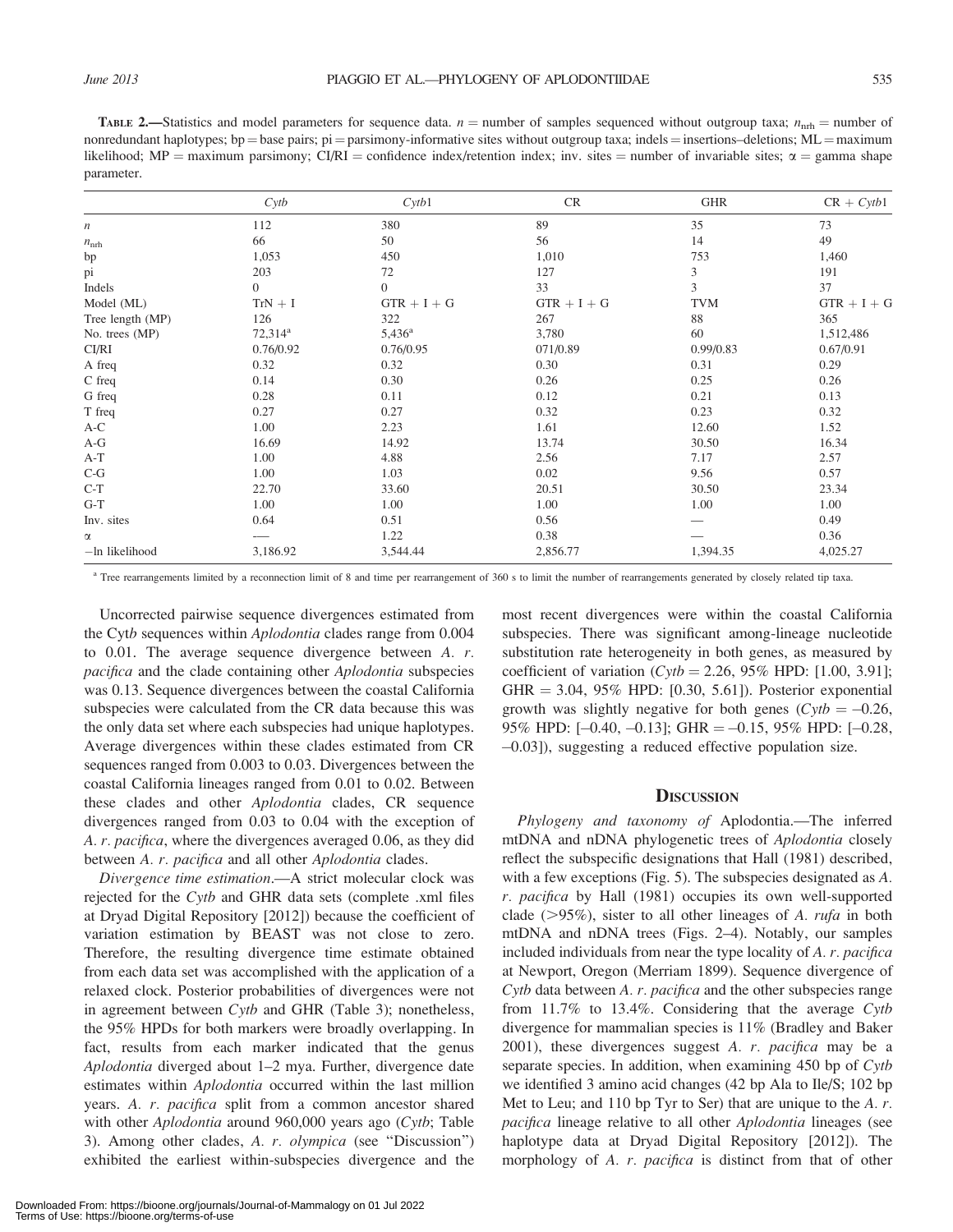**Table 2.**—Statistics and model parameters for sequence data. $n$ = number of samples sequenced without outgroup taxa; $n_{nrh}$ = number of nonredundant haplotypes; bp = base pairs; pi = parsimony-informative sites without outgroup taxa; indels = insertions–deletions; ML = maximum likelihood; MP = maximum parsimony; CI/RI = confidence index/retention index; inv. sites = number of invariable sites; $\alpha$ = gamma shape parameter.

| | *Cytb* | *Cytb*1 | CR | GHR | CR + *Cytb*1 |
|---|---|---|---|---|---|
| $n$ | 112 | 380 | 89 | 35 | 73 |
| $n_{nrh}$ | 66 | 50 | 56 | 14 | 49 |
| bp | 1,053 | 450 | 1,010 | 753 | 1,460 |
| pi | 203 | 72 | 127 | 3 | 191 |
| Indels | 0 | 0 | 33 | 3 | 37 |
| Model (ML) | TrN + I | GTR + I + G | GTR + I + G | TVM | GTR + I + G |
| Tree length (MP) | 126 | 322 | 267 | 88 | 365 |
| No. trees (MP) | 72,314[a] | 5,436[a] | 3,780 | 60 | 1,512,486 |
| CI/RI | 0.76/0.92 | 0.76/0.95 | 071/0.89 | 0.99/0.83 | 0.67/0.91 |
| A freq | 0.32 | 0.32 | 0.30 | 0.31 | 0.29 |
| C freq | 0.14 | 0.30 | 0.26 | 0.25 | 0.26 |
| G freq | 0.28 | 0.11 | 0.12 | 0.21 | 0.13 |
| T freq | 0.27 | 0.27 | 0.32 | 0.23 | 0.32 |
| A-C | 1.00 | 2.23 | 1.61 | 12.60 | 1.52 |
| A-G | 16.69 | 14.92 | 13.74 | 30.50 | 16.34 |
| A-T | 1.00 | 4.88 | 2.56 | 7.17 | 2.57 |
| C-G | 1.00 | 1.03 | 0.02 | 9.56 | 0.57 |
| C-T | 22.70 | 33.60 | 20.51 | 30.50 | 23.34 |
| G-T | 1.00 | 1.00 | 1.00 | 1.00 | 1.00 |
| Inv. sites | 0.64 | 0.51 | 0.56 | — | 0.49 |
| $\alpha$ | — | 1.22 | 0.38 | — | 0.36 |
| −ln likelihood | 3,186.92 | 3,544.44 | 2,856.77 | 1,394.35 | 4,025.27 |

[a] Tree rearrangements limited by a reconnection limit of 8 and time per rearrangement of 360 s to limit the number of rearrangements generated by closely related tip taxa.

Uncorrected pairwise sequence divergences estimated from the Cyt*b* sequences within *Aplodontia* clades range from 0.004 to 0.01. The average sequence divergence between *A. r. pacifica* and the clade containing other *Aplodontia* subspecies was 0.13. Sequence divergences between the coastal California subspecies were calculated from the CR data because this was the only data set where each subspecies had unique haplotypes. Average divergences within these clades estimated from CR sequences ranged from 0.003 to 0.03. Divergences between the coastal California lineages ranged from 0.01 to 0.02. Between these clades and other *Aplodontia* clades, CR sequence divergences ranged from 0.03 to 0.04 with the exception of *A. r. pacifica*, where the divergences averaged 0.06, as they did between *A. r. pacifica* and all other *Aplodontia* clades.

*Divergence time estimation*.—A strict molecular clock was rejected for the *Cytb* and GHR data sets (complete .xml files at Dryad Digital Repository [2012]) because the coefficient of variation estimation by BEAST was not close to zero. Therefore, the resulting divergence time estimate obtained from each data set was accomplished with the application of a relaxed clock. Posterior probabilities of divergences were not in agreement between *Cytb* and GHR (Table 3); nonetheless, the 95% HPDs for both markers were broadly overlapping. In fact, results from each marker indicated that the genus *Aplodontia* diverged about 1–2 mya. Further, divergence date estimates within *Aplodontia* occurred within the last million years. *A. r. pacifica* split from a common ancestor shared with other *Aplodontia* around 960,000 years ago (*Cytb*; Table 3). Among other clades, *A. r. olympica* (see "Discussion") exhibited the earliest within-subspecies divergence and the most recent divergences were within the coastal California subspecies. There was significant among-lineage nucleotide substitution rate heterogeneity in both genes, as measured by coefficient of variation (*Cytb* = 2.26, 95% HPD: [1.00, 3.91]; GHR = 3.04, 95% HPD: [0.30, 5.61]). Posterior exponential growth was slightly negative for both genes (*Cytb* = –0.26, 95% HPD: [–0.40, –0.13]; GHR = –0.15, 95% HPD: [–0.28, –0.03]), suggesting a reduced effective population size.

## Discussion

*Phylogeny and taxonomy of* Aplodontia.—The inferred mtDNA and nDNA phylogenetic trees of *Aplodontia* closely reflect the subspecific designations that Hall (1981) described, with a few exceptions (Fig. 5). The subspecies designated as *A. r. pacifica* by Hall (1981) occupies its own well-supported clade (>95%), sister to all other lineages of *A. rufa* in both mtDNA and nDNA trees (Figs. 2–4). Notably, our samples included individuals from near the type locality of *A. r. pacifica* at Newport, Oregon (Merriam 1899). Sequence divergence of *Cytb* data between *A. r. pacifica* and the other subspecies range from 11.7% to 13.4%. Considering that the average *Cytb* divergence for mammalian species is 11% (Bradley and Baker 2001), these divergences suggest *A. r. pacifica* may be a separate species. In addition, when examining 450 bp of *Cytb* we identified 3 amino acid changes (42 bp Ala to Ile/S; 102 bp Met to Leu; and 110 bp Tyr to Ser) that are unique to the *A. r. pacifica* lineage relative to all other *Aplodontia* lineages (see haplotype data at Dryad Digital Repository [2012]). The morphology of *A. r. pacifica* is distinct from that of other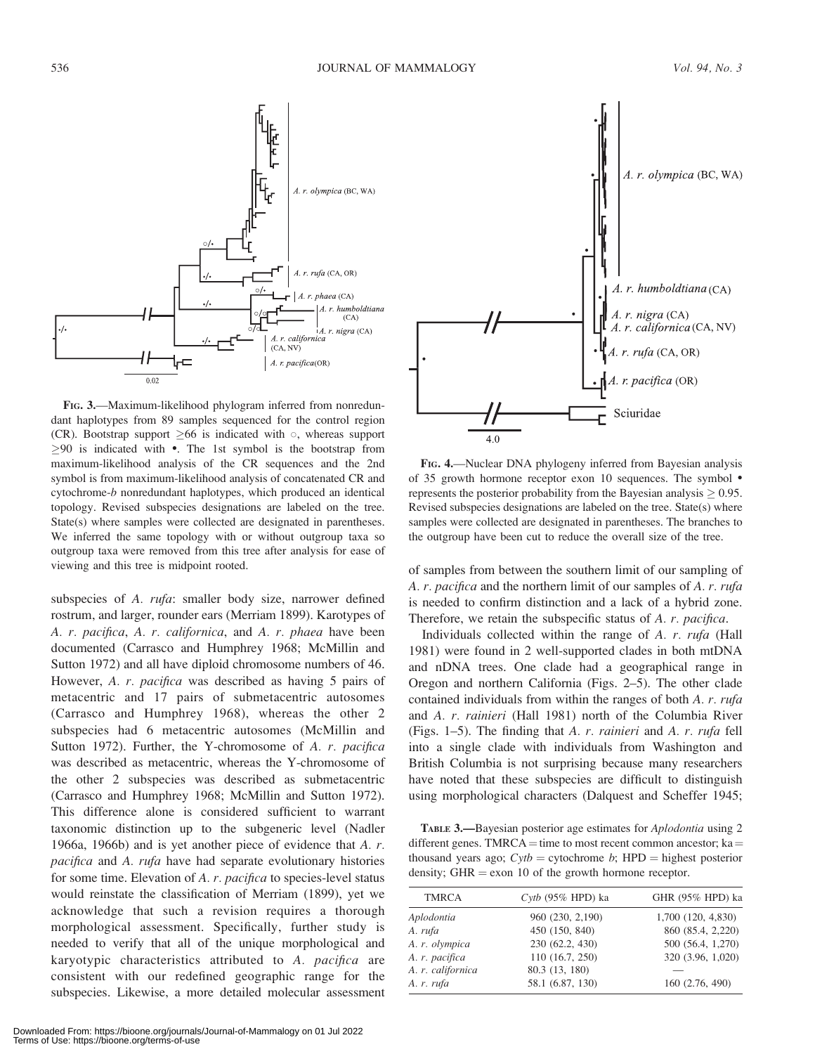FIG. 3.—Maximum-likelihood phylogram inferred from nonredundant haplotypes from 89 samples sequenced for the control region (CR). Bootstrap support ≥66 is indicated with ○, whereas support ≥90 is indicated with •. The 1st symbol is the bootstrap from maximum-likelihood analysis of the CR sequences and the 2nd symbol is from maximum-likelihood analysis of concatenated CR and cytochrome-*b* nonredundant haplotypes, which produced an identical topology. Revised subspecies designations are labeled on the tree. State(s) where samples were collected are designated in parentheses. We inferred the same topology with or without outgroup taxa so outgroup taxa were removed from this tree after analysis for ease of viewing and this tree is midpoint rooted.

FIG. 4.—Nuclear DNA phylogeny inferred from Bayesian analysis of 35 growth hormone receptor exon 10 sequences. The symbol • represents the posterior probability from the Bayesian analysis ≥ 0.95. Revised subspecies designations are labeled on the tree. State(s) where samples were collected are designated in parentheses. The branches to the outgroup have been cut to reduce the overall size of the tree.

subspecies of *A. rufa*: smaller body size, narrower defined rostrum, and larger, rounder ears (Merriam 1899). Karotypes of *A. r. pacifica*, *A. r. californica*, and *A. r. phaea* have been documented (Carrasco and Humphrey 1968; McMillin and Sutton 1972) and all have diploid chromosome numbers of 46. However, *A. r. pacifica* was described as having 5 pairs of metacentric and 17 pairs of submetacentric autosomes (Carrasco and Humphrey 1968), whereas the other 2 subspecies had 6 metacentric autosomes (McMillin and Sutton 1972). Further, the Y-chromosome of *A. r. pacifica* was described as metacentric, whereas the Y-chromosome of the other 2 subspecies was described as submetacentric (Carrasco and Humphrey 1968; McMillin and Sutton 1972). This difference alone is considered sufficient to warrant taxonomic distinction up to the subgeneric level (Nadler 1966a, 1966b) and is yet another piece of evidence that *A. r. pacifica* and *A. rufa* have had separate evolutionary histories for some time. Elevation of *A. r. pacifica* to species-level status would reinstate the classification of Merriam (1899), yet we acknowledge that such a revision requires a thorough morphological assessment. Specifically, further study is needed to verify that all of the unique morphological and karyotypic characteristics attributed to *A. pacifica* are consistent with our redefined geographic range for the subspecies. Likewise, a more detailed molecular assessment of samples from between the southern limit of our sampling of *A. r. pacifica* and the northern limit of our samples of *A. r. rufa* is needed to confirm distinction and a lack of a hybrid zone. Therefore, we retain the subspecific status of *A. r. pacifica*.

Individuals collected within the range of *A. r. rufa* (Hall 1981) were found in 2 well-supported clades in both mtDNA and nDNA trees. One clade had a geographical range in Oregon and northern California (Figs. 2–5). The other clade contained individuals from within the ranges of both *A. r. rufa* and *A. r. rainieri* (Hall 1981) north of the Columbia River (Figs. 1–5). The finding that *A. r. rainieri* and *A. r. rufa* fell into a single clade with individuals from Washington and British Columbia is not surprising because many researchers have noted that these subspecies are difficult to distinguish using morphological characters (Dalquest and Scheffer 1945;

TABLE 3.—Bayesian posterior age estimates for *Aplodontia* using 2 different genes. TMRCA = time to most recent common ancestor; ka = thousand years ago; *Cytb* = cytochrome *b*; HPD = highest posterior density; GHR = exon 10 of the growth hormone receptor.

| TMRCA | *Cytb* (95% HPD) ka | GHR (95% HPD) ka |
|---|---|---|
| *Aplodontia* | 960 (230, 2,190) | 1,700 (120, 4,830) |
| *A. rufa* | 450 (150, 840) | 860 (85.4, 2,220) |
| *A. r. olympica* | 230 (62.2, 430) | 500 (56.4, 1,270) |
| *A. r. pacifica* | 110 (16.7, 250) | 320 (3.96, 1,020) |
| *A. r. californica* | 80.3 (13, 180) | — |
| *A. r. rufa* | 58.1 (6.87, 130) | 160 (2.76, 490) |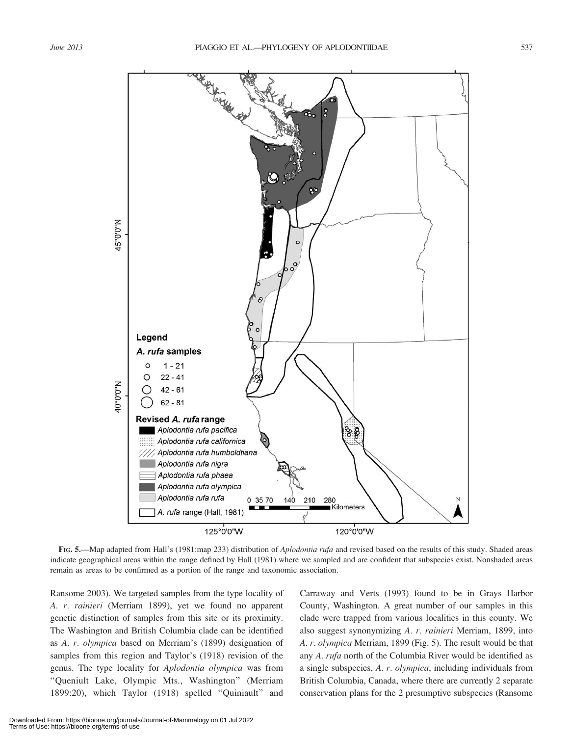**Fig. 5.**—Map adapted from Hall's (1981:map 233) distribution of *Aplodontia rufa* and revised based on the results of this study. Shaded areas indicate geographical areas within the range defined by Hall (1981) where we sampled and are confident that subspecies exist. Nonshaded areas remain as areas to be confirmed as a portion of the range and taxonomic association.

Ransome 2003). We targeted samples from the type locality of *A. r. rainieri* (Merriam 1899), yet we found no apparent genetic distinction of samples from this site or its proximity. The Washington and British Columbia clade can be identified as *A. r. olympica* based on Merriam's (1899) designation of samples from this region and Taylor's (1918) revision of the genus. The type locality for *Aplodontia olympica* was from "Queniult Lake, Olympic Mts., Washington" (Merriam 1899:20), which Taylor (1918) spelled "Quiniault" and Carraway and Verts (1993) found to be in Grays Harbor County, Washington. A great number of our samples in this clade were trapped from various localities in this county. We also suggest synonymizing *A. r. rainieri* Merriam, 1899, into *A. r. olympica* Merriam, 1899 (Fig. 5). The result would be that any *A. rufa* north of the Columbia River would be identified as a single subspecies, *A. r. olympica*, including individuals from British Columbia, Canada, where there are currently 2 separate conservation plans for the 2 presumptive subspecies (Ransome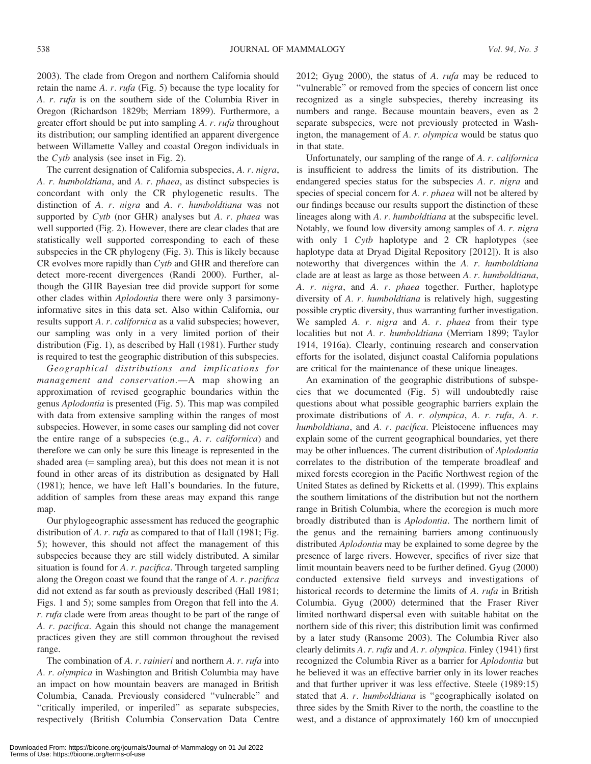2003). The clade from Oregon and northern California should retain the name *A. r. rufa* (Fig. 5) because the type locality for *A. r. rufa* is on the southern side of the Columbia River in Oregon (Richardson 1829b; Merriam 1899). Furthermore, a greater effort should be put into sampling *A. r. rufa* throughout its distribution; our sampling identified an apparent divergence between Willamette Valley and coastal Oregon individuals in the *Cytb* analysis (see inset in Fig. 2).

The current designation of California subspecies, *A. r. nigra*, *A. r. humboldtiana*, and *A. r. phaea*, as distinct subspecies is concordant with only the CR phylogenetic results. The distinction of *A. r. nigra* and *A. r. humboldtiana* was not supported by *Cytb* (nor GHR) analyses but *A. r. phaea* was well supported (Fig. 2). However, there are clear clades that are statistically well supported corresponding to each of these subspecies in the CR phylogeny (Fig. 3). This is likely because CR evolves more rapidly than *Cytb* and GHR and therefore can detect more-recent divergences (Randi 2000). Further, although the GHR Bayesian tree did provide support for some other clades within *Aplodontia* there were only 3 parsimony-informative sites in this data set. Also within California, our results support *A. r. californica* as a valid subspecies; however, our sampling was only in a very limited portion of their distribution (Fig. 1), as described by Hall (1981). Further study is required to test the geographic distribution of this subspecies.

*Geographical distributions and implications for management and conservation.*—A map showing an approximation of revised geographic boundaries within the genus *Aplodontia* is presented (Fig. 5). This map was compiled with data from extensive sampling within the ranges of most subspecies. However, in some cases our sampling did not cover the entire range of a subspecies (e.g., *A. r. californica*) and therefore we can only be sure this lineage is represented in the shaded area (= sampling area), but this does not mean it is not found in other areas of its distribution as designated by Hall (1981); hence, we have left Hall's boundaries. In the future, addition of samples from these areas may expand this range map.

Our phylogeographic assessment has reduced the geographic distribution of *A. r. rufa* as compared to that of Hall (1981; Fig. 5); however, this should not affect the management of this subspecies because they are still widely distributed. A similar situation is found for *A. r. pacifica*. Through targeted sampling along the Oregon coast we found that the range of *A. r. pacifica* did not extend as far south as previously described (Hall 1981; Figs. 1 and 5); some samples from Oregon that fell into the *A. r. rufa* clade were from areas thought to be part of the range of *A. r. pacifica*. Again this should not change the management practices given they are still common throughout the revised range.

The combination of *A. r. rainieri* and northern *A. r. rufa* into *A. r. olympica* in Washington and British Columbia may have an impact on how mountain beavers are managed in British Columbia, Canada. Previously considered "vulnerable" and "critically imperiled, or imperiled" as separate subspecies, respectively (British Columbia Conservation Data Centre 2012; Gyug 2000), the status of *A. rufa* may be reduced to "vulnerable" or removed from the species of concern list once recognized as a single subspecies, thereby increasing its numbers and range. Because mountain beavers, even as 2 separate subspecies, were not previously protected in Washington, the management of *A. r. olympica* would be status quo in that state.

Unfortunately, our sampling of the range of *A. r. californica* is insufficient to address the limits of its distribution. The endangered species status for the subspecies *A. r. nigra* and species of special concern for *A. r. phaea* will not be altered by our findings because our results support the distinction of these lineages along with *A. r. humboldtiana* at the subspecific level. Notably, we found low diversity among samples of *A. r. nigra* with only 1 *Cytb* haplotype and 2 CR haplotypes (see haplotype data at Dryad Digital Repository [2012]). It is also noteworthy that divergences within the *A. r. humboldtiana* clade are at least as large as those between *A. r. humboldtiana*, *A. r. nigra*, and *A. r. phaea* together. Further, haplotype diversity of *A. r. humboldtiana* is relatively high, suggesting possible cryptic diversity, thus warranting further investigation. We sampled *A. r. nigra* and *A. r. phaea* from their type localities but not *A. r. humboldtiana* (Merriam 1899; Taylor 1914, 1916a). Clearly, continuing research and conservation efforts for the isolated, disjunct coastal California populations are critical for the maintenance of these unique lineages.

An examination of the geographic distributions of subspecies that we documented (Fig. 5) will undoubtedly raise questions about what possible geographic barriers explain the proximate distributions of *A. r. olympica*, *A. r. rufa*, *A. r. humboldtiana*, and *A. r. pacifica*. Pleistocene influences may explain some of the current geographical boundaries, yet there may be other influences. The current distribution of *Aplodontia* correlates to the distribution of the temperate broadleaf and mixed forests ecoregion in the Pacific Northwest region of the United States as defined by Ricketts et al. (1999). This explains the southern limitations of the distribution but not the northern range in British Columbia, where the ecoregion is much more broadly distributed than is *Aplodontia*. The northern limit of the genus and the remaining barriers among continuously distributed *Aplodontia* may be explained to some degree by the presence of large rivers. However, specifics of river size that limit mountain beavers need to be further defined. Gyug (2000) conducted extensive field surveys and investigations of historical records to determine the limits of *A. rufa* in British Columbia. Gyug (2000) determined that the Fraser River limited northward dispersal even with suitable habitat on the northern side of this river; this distribution limit was confirmed by a later study (Ransome 2003). The Columbia River also clearly delimits *A. r. rufa* and *A. r. olympica*. Finley (1941) first recognized the Columbia River as a barrier for *Aplodontia* but he believed it was an effective barrier only in its lower reaches and that further upriver it was less effective. Steele (1989:15) stated that *A. r. humboldtiana* is "geographically isolated on three sides by the Smith River to the north, the coastline to the west, and a distance of approximately 160 km of unoccupied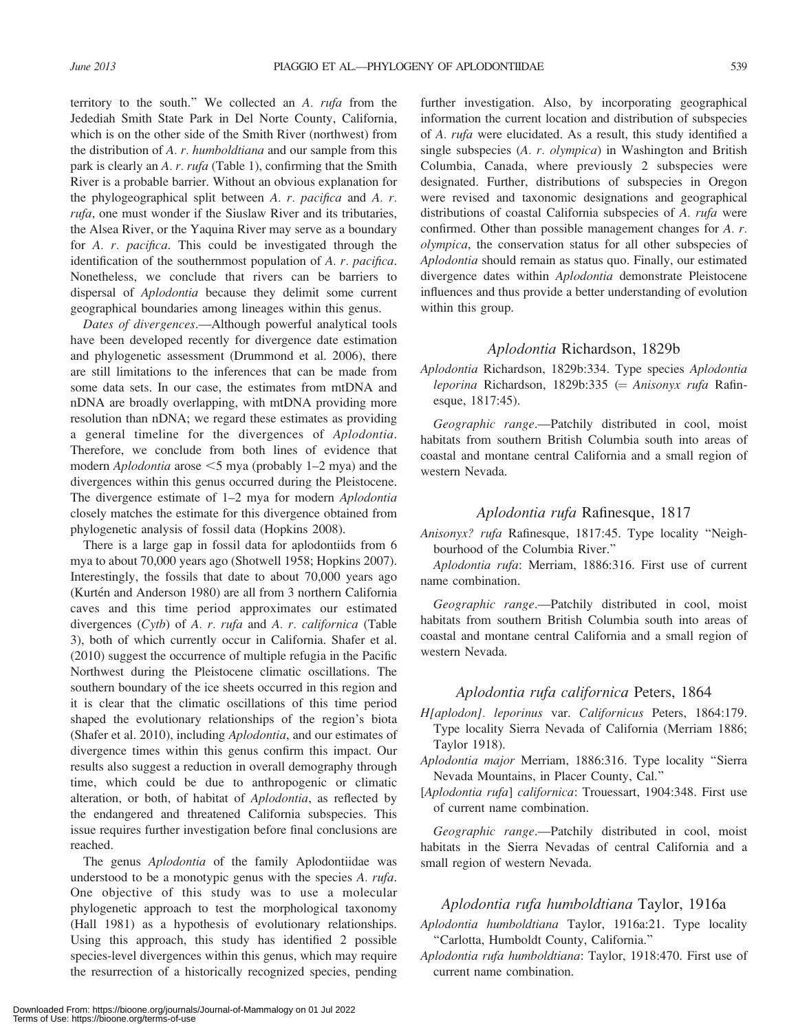territory to the south." We collected an *A. rufa* from the Jedediah Smith State Park in Del Norte County, California, which is on the other side of the Smith River (northwest) from the distribution of *A. r. humboldtiana* and our sample from this park is clearly an *A. r. rufa* (Table 1), confirming that the Smith River is a probable barrier. Without an obvious explanation for the phylogeographical split between *A. r. pacifica* and *A. r. rufa*, one must wonder if the Siuslaw River and its tributaries, the Alsea River, or the Yaquina River may serve as a boundary for *A. r. pacifica*. This could be investigated through the identification of the southernmost population of *A. r. pacifica*. Nonetheless, we conclude that rivers can be barriers to dispersal of *Aplodontia* because they delimit some current geographical boundaries among lineages within this genus.

*Dates of divergences*.—Although powerful analytical tools have been developed recently for divergence date estimation and phylogenetic assessment (Drummond et al. 2006), there are still limitations to the inferences that can be made from some data sets. In our case, the estimates from mtDNA and nDNA are broadly overlapping, with mtDNA providing more resolution than nDNA; we regard these estimates as providing a general timeline for the divergences of *Aplodontia*. Therefore, we conclude from both lines of evidence that modern *Aplodontia* arose <5 mya (probably 1–2 mya) and the divergences within this genus occurred during the Pleistocene. The divergence estimate of 1–2 mya for modern *Aplodontia* closely matches the estimate for this divergence obtained from phylogenetic analysis of fossil data (Hopkins 2008).

There is a large gap in fossil data for aplodontiids from 6 mya to about 70,000 years ago (Shotwell 1958; Hopkins 2007). Interestingly, the fossils that date to about 70,000 years ago (Kurtén and Anderson 1980) are all from 3 northern California caves and this time period approximates our estimated divergences (*Cytb*) of *A. r. rufa* and *A. r. californica* (Table 3), both of which currently occur in California. Shafer et al. (2010) suggest the occurrence of multiple refugia in the Pacific Northwest during the Pleistocene climatic oscillations. The southern boundary of the ice sheets occurred in this region and it is clear that the climatic oscillations of this time period shaped the evolutionary relationships of the region's biota (Shafer et al. 2010), including *Aplodontia*, and our estimates of divergence times within this genus confirm this impact. Our results also suggest a reduction in overall demography through time, which could be due to anthropogenic or climatic alteration, or both, of habitat of *Aplodontia*, as reflected by the endangered and threatened California subspecies. This issue requires further investigation before final conclusions are reached.

The genus *Aplodontia* of the family Aplodontiidae was understood to be a monotypic genus with the species *A. rufa*. One objective of this study was to use a molecular phylogenetic approach to test the morphological taxonomy (Hall 1981) as a hypothesis of evolutionary relationships. Using this approach, this study has identified 2 possible species-level divergences within this genus, which may require the resurrection of a historically recognized species, pending further investigation. Also, by incorporating geographical information the current location and distribution of subspecies of *A. rufa* were elucidated. As a result, this study identified a single subspecies (*A. r. olympica*) in Washington and British Columbia, Canada, where previously 2 subspecies were designated. Further, distributions of subspecies in Oregon were revised and taxonomic designations and geographical distributions of coastal California subspecies of *A. rufa* were confirmed. Other than possible management changes for *A. r. olympica*, the conservation status for all other subspecies of *Aplodontia* should remain as status quo. Finally, our estimated divergence dates within *Aplodontia* demonstrate Pleistocene influences and thus provide a better understanding of evolution within this group.

## *Aplodontia* Richardson, 1829b

*Aplodontia* Richardson, 1829b:334. Type species *Aplodontia leporina* Richardson, 1829b:335 (= *Anisonyx rufa* Rafinesque, 1817:45).

*Geographic range*.—Patchily distributed in cool, moist habitats from southern British Columbia south into areas of coastal and montane central California and a small region of western Nevada.

## *Aplodontia rufa* Rafinesque, 1817

*Anisonyx? rufa* Rafinesque, 1817:45. Type locality "Neighbourhood of the Columbia River."

*Aplodontia rufa*: Merriam, 1886:316. First use of current name combination.

*Geographic range*.—Patchily distributed in cool, moist habitats from southern British Columbia south into areas of coastal and montane central California and a small region of western Nevada.

## *Aplodontia rufa californica* Peters, 1864

*H[aplodon]. leporinus* var. *Californicus* Peters, 1864:179. Type locality Sierra Nevada of California (Merriam 1886; Taylor 1918).

*Aplodontia major* Merriam, 1886:316. Type locality "Sierra Nevada Mountains, in Placer County, Cal."

[*Aplodontia rufa*] *californica*: Trouessart, 1904:348. First use of current name combination.

*Geographic range*.—Patchily distributed in cool, moist habitats in the Sierra Nevadas of central California and a small region of western Nevada.

## *Aplodontia rufa humboldtiana* Taylor, 1916a

*Aplodontia humboldtiana* Taylor, 1916a:21. Type locality "Carlotta, Humboldt County, California."

*Aplodontia rufa humboldtiana*: Taylor, 1918:470. First use of current name combination.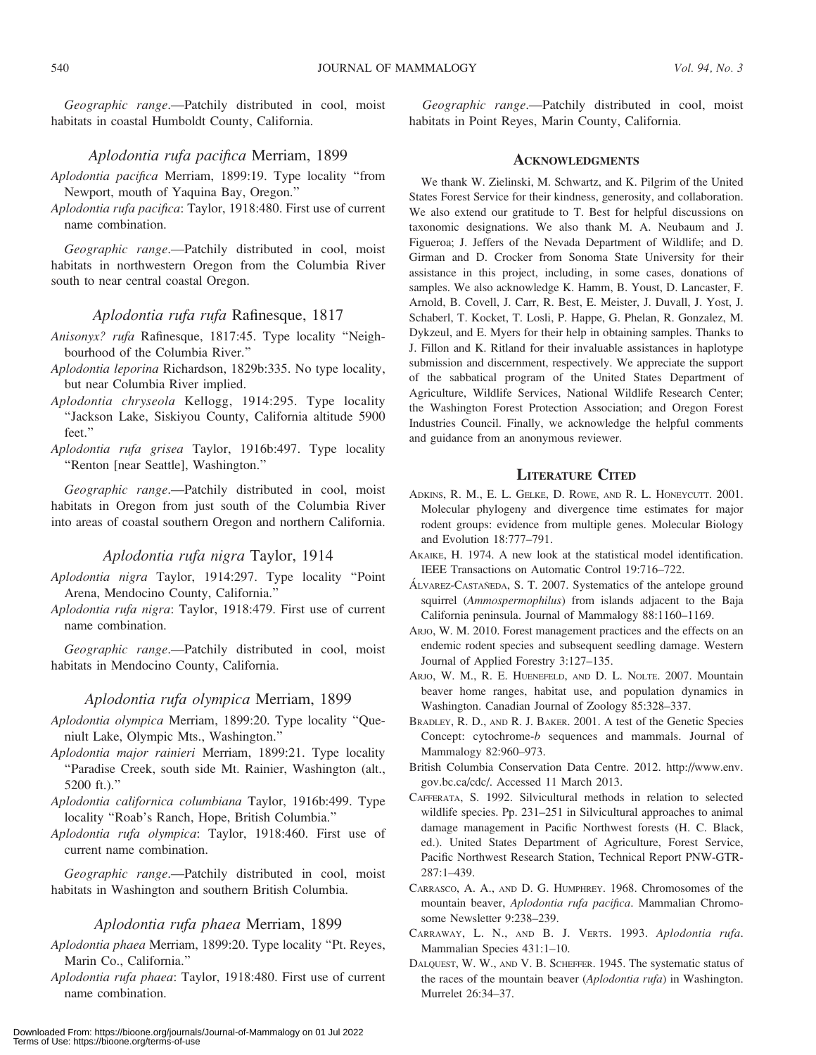*Geographic range*.—Patchily distributed in cool, moist habitats in coastal Humboldt County, California.

### *Aplodontia rufa pacifica* Merriam, 1899

*Aplodontia pacifica* Merriam, 1899:19. Type locality "from Newport, mouth of Yaquina Bay, Oregon."

*Aplodontia rufa pacifica*: Taylor, 1918:480. First use of current name combination.

*Geographic range*.—Patchily distributed in cool, moist habitats in northwestern Oregon from the Columbia River south to near central coastal Oregon.

### *Aplodontia rufa rufa* Rafinesque, 1817

*Anisonyx? rufa* Rafinesque, 1817:45. Type locality "Neighbourhood of the Columbia River."

*Aplodontia leporina* Richardson, 1829b:335. No type locality, but near Columbia River implied.

*Aplodontia chryseola* Kellogg, 1914:295. Type locality "Jackson Lake, Siskiyou County, California altitude 5900 feet."

*Aplodontia rufa grisea* Taylor, 1916b:497. Type locality "Renton [near Seattle], Washington."

*Geographic range*.—Patchily distributed in cool, moist habitats in Oregon from just south of the Columbia River into areas of coastal southern Oregon and northern California.

### *Aplodontia rufa nigra* Taylor, 1914

*Aplodontia nigra* Taylor, 1914:297. Type locality "Point Arena, Mendocino County, California."

*Aplodontia rufa nigra*: Taylor, 1918:479. First use of current name combination.

*Geographic range*.—Patchily distributed in cool, moist habitats in Mendocino County, California.

### *Aplodontia rufa olympica* Merriam, 1899

*Aplodontia olympica* Merriam, 1899:20. Type locality "Queniult Lake, Olympic Mts., Washington."

*Aplodontia major rainieri* Merriam, 1899:21. Type locality "Paradise Creek, south side Mt. Rainier, Washington (alt., 5200 ft.)."

*Aplodontia californica columbiana* Taylor, 1916b:499. Type locality "Roab's Ranch, Hope, British Columbia."

*Aplodontia rufa olympica*: Taylor, 1918:460. First use of current name combination.

*Geographic range*.—Patchily distributed in cool, moist habitats in Washington and southern British Columbia.

### *Aplodontia rufa phaea* Merriam, 1899

*Aplodontia phaea* Merriam, 1899:20. Type locality "Pt. Reyes, Marin Co., California."

*Aplodontia rufa phaea*: Taylor, 1918:480. First use of current name combination.

*Geographic range*.—Patchily distributed in cool, moist habitats in Point Reyes, Marin County, California.

## Acknowledgments

We thank W. Zielinski, M. Schwartz, and K. Pilgrim of the United States Forest Service for their kindness, generosity, and collaboration. We also extend our gratitude to T. Best for helpful discussions on taxonomic designations. We also thank M. A. Neubaum and J. Figueroa; J. Jeffers of the Nevada Department of Wildlife; and D. Girman and D. Crocker from Sonoma State University for their assistance in this project, including, in some cases, donations of samples. We also acknowledge K. Hamm, B. Youst, D. Lancaster, F. Arnold, B. Covell, J. Carr, R. Best, E. Meister, J. Duvall, J. Yost, J. Schaberl, T. Kocket, T. Losli, P. Happe, G. Phelan, R. Gonzalez, M. Dykzeul, and E. Myers for their help in obtaining samples. Thanks to J. Fillon and K. Ritland for their invaluable assistances in haplotype submission and discernment, respectively. We appreciate the support of the sabbatical program of the United States Department of Agriculture, Wildlife Services, National Wildlife Research Center; the Washington Forest Protection Association; and Oregon Forest Industries Council. Finally, we acknowledge the helpful comments and guidance from an anonymous reviewer.

## Literature Cited

Adkins, R. M., E. L. Gelke, D. Rowe, and R. L. Honeycutt. 2001. Molecular phylogeny and divergence time estimates for major rodent groups: evidence from multiple genes. Molecular Biology and Evolution 18:777–791.

Akaike, H. 1974. A new look at the statistical model identification. IEEE Transactions on Automatic Control 19:716–722.

Álvarez-Castañeda, S. T. 2007. Systematics of the antelope ground squirrel (*Ammospermophilus*) from islands adjacent to the Baja California peninsula. Journal of Mammalogy 88:1160–1169.

Arjo, W. M. 2010. Forest management practices and the effects on an endemic rodent species and subsequent seedling damage. Western Journal of Applied Forestry 3:127–135.

Arjo, W. M., R. E. Huenefeld, and D. L. Nolte. 2007. Mountain beaver home ranges, habitat use, and population dynamics in Washington. Canadian Journal of Zoology 85:328–337.

Bradley, R. D., and R. J. Baker. 2001. A test of the Genetic Species Concept: cytochrome-*b* sequences and mammals. Journal of Mammalogy 82:960–973.

British Columbia Conservation Data Centre. 2012. http://www.env.gov.bc.ca/cdc/. Accessed 11 March 2013.

Cafferata, S. 1992. Silvicultural methods in relation to selected wildlife species. Pp. 231–251 in Silvicultural approaches to animal damage management in Pacific Northwest forests (H. C. Black, ed.). United States Department of Agriculture, Forest Service, Pacific Northwest Research Station, Technical Report PNW-GTR-287:1–439.

Carrasco, A. A., and D. G. Humphrey. 1968. Chromosomes of the mountain beaver, *Aplodontia rufa pacifica*. Mammalian Chromosome Newsletter 9:238–239.

Carraway, L. N., and B. J. Verts. 1993. *Aplodontia rufa*. Mammalian Species 431:1–10.

Dalquest, W. W., and V. B. Scheffer. 1945. The systematic status of the races of the mountain beaver (*Aplodontia rufa*) in Washington. Murrelet 26:34–37.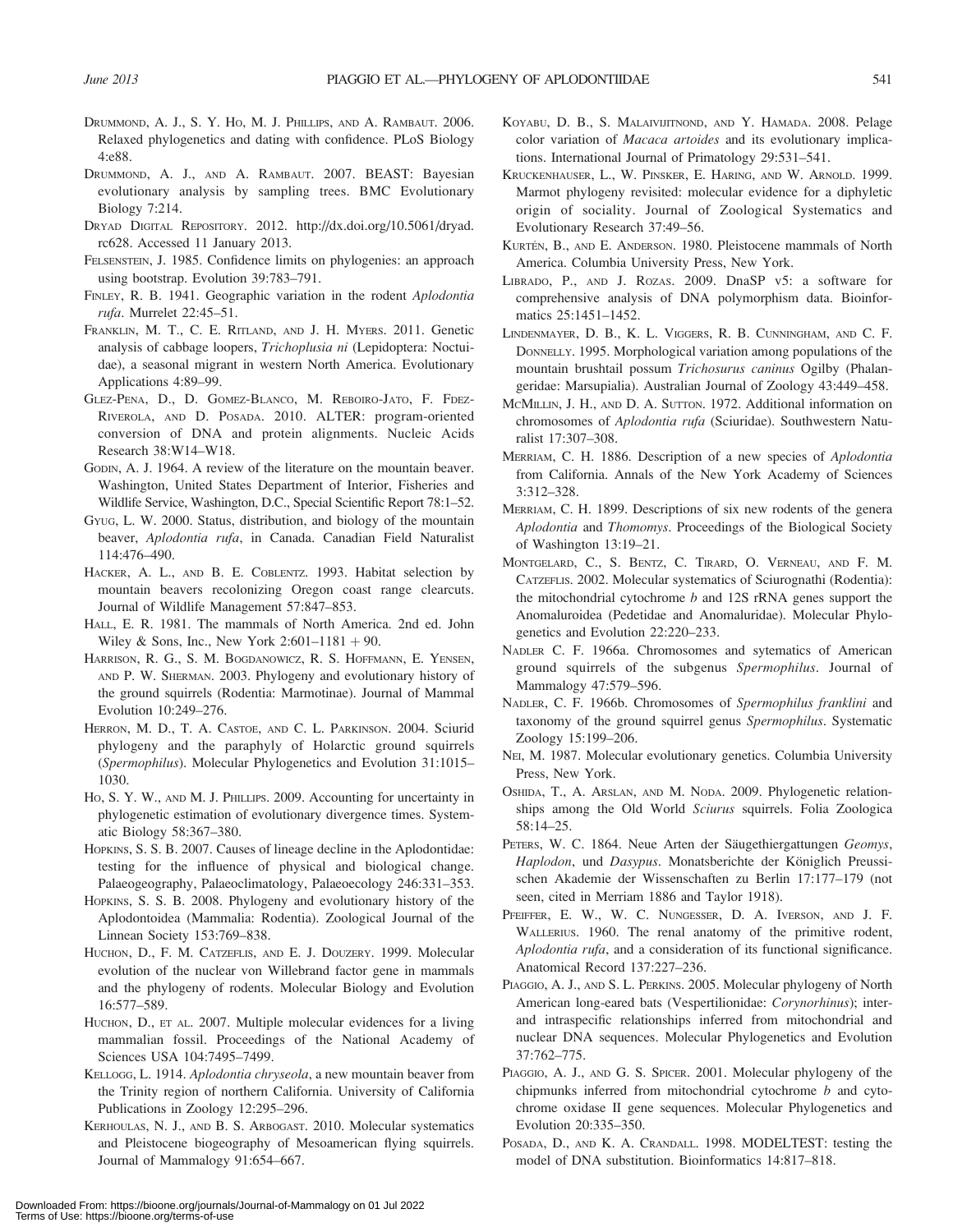Drummond, A. J., S. Y. Ho, M. J. Phillips, and A. Rambaut. 2006. Relaxed phylogenetics and dating with confidence. PLoS Biology 4:e88.

Drummond, A. J., and A. Rambaut. 2007. BEAST: Bayesian evolutionary analysis by sampling trees. BMC Evolutionary Biology 7:214.

Dryad Digital Repository. 2012. http://dx.doi.org/10.5061/dryad.rc628. Accessed 11 January 2013.

Felsenstein, J. 1985. Confidence limits on phylogenies: an approach using bootstrap. Evolution 39:783–791.

Finley, R. B. 1941. Geographic variation in the rodent *Aplodontia rufa*. Murrelet 22:45–51.

Franklin, M. T., C. E. Ritland, and J. H. Myers. 2011. Genetic analysis of cabbage loopers, *Trichoplusia ni* (Lepidoptera: Noctuidae), a seasonal migrant in western North America. Evolutionary Applications 4:89–99.

Glez-Pena, D., D. Gomez-Blanco, M. Reboiro-Jato, F. Fdez-Riverola, and D. Posada. 2010. ALTER: program-oriented conversion of DNA and protein alignments. Nucleic Acids Research 38:W14–W18.

Godin, A. J. 1964. A review of the literature on the mountain beaver. Washington, United States Department of Interior, Fisheries and Wildlife Service, Washington, D.C., Special Scientific Report 78:1–52.

Gyug, L. W. 2000. Status, distribution, and biology of the mountain beaver, *Aplodontia rufa*, in Canada. Canadian Field Naturalist 114:476–490.

Hacker, A. L., and B. E. Coblentz. 1993. Habitat selection by mountain beavers recolonizing Oregon coast range clearcuts. Journal of Wildlife Management 57:847–853.

Hall, E. R. 1981. The mammals of North America. 2nd ed. John Wiley & Sons, Inc., New York 2:601–1181 + 90.

Harrison, R. G., S. M. Bogdanowicz, R. S. Hoffmann, E. Yensen, and P. W. Sherman. 2003. Phylogeny and evolutionary history of the ground squirrels (Rodentia: Marmotinae). Journal of Mammal Evolution 10:249–276.

Herron, M. D., T. A. Castoe, and C. L. Parkinson. 2004. Sciurid phylogeny and the paraphyly of Holarctic ground squirrels (*Spermophilus*). Molecular Phylogenetics and Evolution 31:1015–1030.

Ho, S. Y. W., and M. J. Phillips. 2009. Accounting for uncertainty in phylogenetic estimation of evolutionary divergence times. Systematic Biology 58:367–380.

Hopkins, S. S. B. 2007. Causes of lineage decline in the Aplodontidae: testing for the influence of physical and biological change. Palaeogeography, Palaeoclimatology, Palaeoecology 246:331–353.

Hopkins, S. S. B. 2008. Phylogeny and evolutionary history of the Aplodontoidea (Mammalia: Rodentia). Zoological Journal of the Linnean Society 153:769–838.

Huchon, D., F. M. Catzeflis, and E. J. Douzery. 1999. Molecular evolution of the nuclear von Willebrand factor gene in mammals and the phylogeny of rodents. Molecular Biology and Evolution 16:577–589.

Huchon, D., et al. 2007. Multiple molecular evidences for a living mammalian fossil. Proceedings of the National Academy of Sciences USA 104:7495–7499.

Kellogg, L. 1914. *Aplodontia chryseola*, a new mountain beaver from the Trinity region of northern California. University of California Publications in Zoology 12:295–296.

Kerhoulas, N. J., and B. S. Arbogast. 2010. Molecular systematics and Pleistocene biogeography of Mesoamerican flying squirrels. Journal of Mammalogy 91:654–667.

Koyabu, D. B., S. Malaivijitnond, and Y. Hamada. 2008. Pelage color variation of *Macaca artoides* and its evolutionary implications. International Journal of Primatology 29:531–541.

Kruckenhauser, L., W. Pinsker, E. Haring, and W. Arnold. 1999. Marmot phylogeny revisited: molecular evidence for a diphyletic origin of sociality. Journal of Zoological Systematics and Evolutionary Research 37:49–56.

Kurtén, B., and E. Anderson. 1980. Pleistocene mammals of North America. Columbia University Press, New York.

Librado, P., and J. Rozas. 2009. DnaSP v5: a software for comprehensive analysis of DNA polymorphism data. Bioinformatics 25:1451–1452.

Lindenmayer, D. B., K. L. Viggers, R. B. Cunningham, and C. F. Donnelly. 1995. Morphological variation among populations of the mountain brushtail possum *Trichosurus caninus* Ogilby (Phalangeridae: Marsupialia). Australian Journal of Zoology 43:449–458.

McMillin, J. H., and D. A. Sutton. 1972. Additional information on chromosomes of *Aplodontia rufa* (Sciuridae). Southwestern Naturalist 17:307–308.

Merriam, C. H. 1886. Description of a new species of *Aplodontia* from California. Annals of the New York Academy of Sciences 3:312–328.

Merriam, C. H. 1899. Descriptions of six new rodents of the genera *Aplodontia* and *Thomomys*. Proceedings of the Biological Society of Washington 13:19–21.

Montgelard, C., S. Bentz, C. Tirard, O. Verneau, and F. M. Catzeflis. 2002. Molecular systematics of Sciurognathi (Rodentia): the mitochondrial cytochrome *b* and 12S rRNA genes support the Anomaluroidea (Pedetidae and Anomaluridae). Molecular Phylogenetics and Evolution 22:220–233.

Nadler C. F. 1966a. Chromosomes and sytematics of American ground squirrels of the subgenus *Spermophilus*. Journal of Mammalogy 47:579–596.

Nadler, C. F. 1966b. Chromosomes of *Spermophilus franklini* and taxonomy of the ground squirrel genus *Spermophilus*. Systematic Zoology 15:199–206.

Nei, M. 1987. Molecular evolutionary genetics. Columbia University Press, New York.

Oshida, T., A. Arslan, and M. Noda. 2009. Phylogenetic relationships among the Old World *Sciurus* squirrels. Folia Zoologica 58:14–25.

Peters, W. C. 1864. Neue Arten der Säugethiergattungen *Geomys*, *Haplodon*, und *Dasypus*. Monatsberichte der Königlich Preussischen Akademie der Wissenschaften zu Berlin 17:177–179 (not seen, cited in Merriam 1886 and Taylor 1918).

Pfeiffer, E. W., W. C. Nungesser, D. A. Iverson, and J. F. Wallerius. 1960. The renal anatomy of the primitive rodent, *Aplodontia rufa*, and a consideration of its functional significance. Anatomical Record 137:227–236.

Piaggio, A. J., and S. L. Perkins. 2005. Molecular phylogeny of North American long-eared bats (Vespertilionidae: *Corynorhinus*); inter- and intraspecific relationships inferred from mitochondrial and nuclear DNA sequences. Molecular Phylogenetics and Evolution 37:762–775.

Piaggio, A. J., and G. S. Spicer. 2001. Molecular phylogeny of the chipmunks inferred from mitochondrial cytochrome *b* and cytochrome oxidase II gene sequences. Molecular Phylogenetics and Evolution 20:335–350.

Posada, D., and K. A. Crandall. 1998. MODELTEST: testing the model of DNA substitution. Bioinformatics 14:817–818.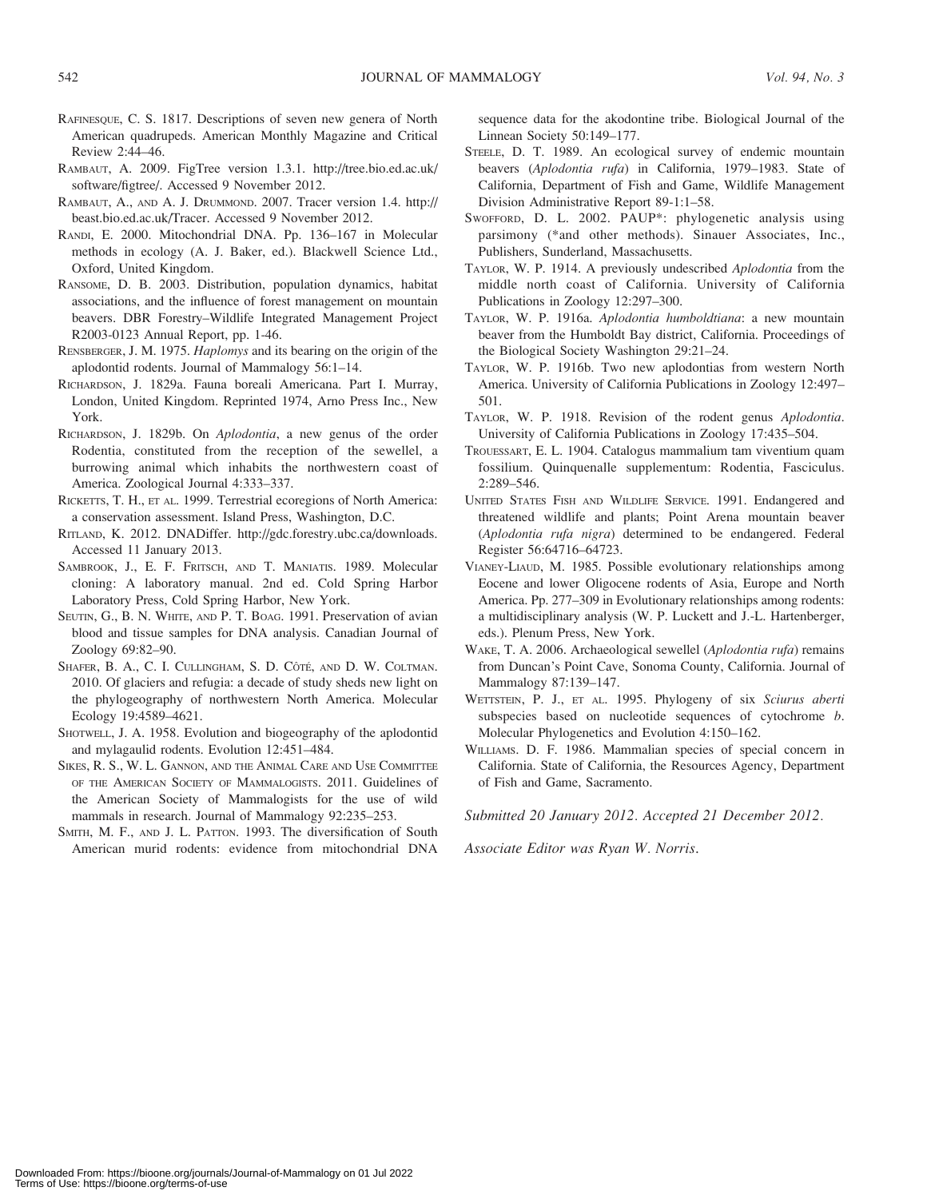RAFINESQUE, C. S. 1817. Descriptions of seven new genera of North American quadrupeds. American Monthly Magazine and Critical Review 2:44–46.

RAMBAUT, A. 2009. FigTree version 1.3.1. http://tree.bio.ed.ac.uk/software/figtree/. Accessed 9 November 2012.

RAMBAUT, A., AND A. J. DRUMMOND. 2007. Tracer version 1.4. http://beast.bio.ed.ac.uk/Tracer. Accessed 9 November 2012.

RANDI, E. 2000. Mitochondrial DNA. Pp. 136–167 in Molecular methods in ecology (A. J. Baker, ed.). Blackwell Science Ltd., Oxford, United Kingdom.

RANSOME, D. B. 2003. Distribution, population dynamics, habitat associations, and the influence of forest management on mountain beavers. DBR Forestry–Wildlife Integrated Management Project R2003-0123 Annual Report, pp. 1-46.

RENSBERGER, J. M. 1975. *Haplomys* and its bearing on the origin of the aplodontid rodents. Journal of Mammalogy 56:1–14.

RICHARDSON, J. 1829a. Fauna boreali Americana. Part I. Murray, London, United Kingdom. Reprinted 1974, Arno Press Inc., New York.

RICHARDSON, J. 1829b. On *Aplodontia*, a new genus of the order Rodentia, constituted from the reception of the sewellel, a burrowing animal which inhabits the northwestern coast of America. Zoological Journal 4:333–337.

RICKETTS, T. H., ET AL. 1999. Terrestrial ecoregions of North America: a conservation assessment. Island Press, Washington, D.C.

RITLAND, K. 2012. DNADiffer. http://gdc.forestry.ubc.ca/downloads. Accessed 11 January 2013.

SAMBROOK, J., E. F. FRITSCH, AND T. MANIATIS. 1989. Molecular cloning: A laboratory manual. 2nd ed. Cold Spring Harbor Laboratory Press, Cold Spring Harbor, New York.

SEUTIN, G., B. N. WHITE, AND P. T. BOAG. 1991. Preservation of avian blood and tissue samples for DNA analysis. Canadian Journal of Zoology 69:82–90.

SHAFER, B. A., C. I. CULLINGHAM, S. D. CÔTÉ, AND D. W. COLTMAN. 2010. Of glaciers and refugia: a decade of study sheds new light on the phylogeography of northwestern North America. Molecular Ecology 19:4589–4621.

SHOTWELL, J. A. 1958. Evolution and biogeography of the aplodontid and mylagaulid rodents. Evolution 12:451–484.

SIKES, R. S., W. L. GANNON, AND THE ANIMAL CARE AND USE COMMITTEE OF THE AMERICAN SOCIETY OF MAMMALOGISTS. 2011. Guidelines of the American Society of Mammalogists for the use of wild mammals in research. Journal of Mammalogy 92:235–253.

SMITH, M. F., AND J. L. PATTON. 1993. The diversification of South American murid rodents: evidence from mitochondrial DNA sequence data for the akodontine tribe. Biological Journal of the Linnean Society 50:149–177.

STEELE, D. T. 1989. An ecological survey of endemic mountain beavers (*Aplodontia rufa*) in California, 1979–1983. State of California, Department of Fish and Game, Wildlife Management Division Administrative Report 89-1:1–58.

SWOFFORD, D. L. 2002. PAUP*: phylogenetic analysis using parsimony (*and other methods). Sinauer Associates, Inc., Publishers, Sunderland, Massachusetts.

TAYLOR, W. P. 1914. A previously undescribed *Aplodontia* from the middle north coast of California. University of California Publications in Zoology 12:297–300.

TAYLOR, W. P. 1916a. *Aplodontia humboldtiana*: a new mountain beaver from the Humboldt Bay district, California. Proceedings of the Biological Society Washington 29:21–24.

TAYLOR, W. P. 1916b. Two new aplodontias from western North America. University of California Publications in Zoology 12:497–501.

TAYLOR, W. P. 1918. Revision of the rodent genus *Aplodontia*. University of California Publications in Zoology 17:435–504.

TROUESSART, E. L. 1904. Catalogus mammalium tam viventium quam fossilium. Quinquenalle supplementum: Rodentia, Fasciculus. 2:289–546.

UNITED STATES FISH AND WILDLIFE SERVICE. 1991. Endangered and threatened wildlife and plants; Point Arena mountain beaver (*Aplodontia rufa nigra*) determined to be endangered. Federal Register 56:64716–64723.

VIANEY-LIAUD, M. 1985. Possible evolutionary relationships among Eocene and lower Oligocene rodents of Asia, Europe and North America. Pp. 277–309 in Evolutionary relationships among rodents: a multidisciplinary analysis (W. P. Luckett and J.-L. Hartenberger, eds.). Plenum Press, New York.

WAKE, T. A. 2006. Archaeological sewellel (*Aplodontia rufa*) remains from Duncan's Point Cave, Sonoma County, California. Journal of Mammalogy 87:139–147.

WETTSTEIN, P. J., ET AL. 1995. Phylogeny of six *Sciurus aberti* subspecies based on nucleotide sequences of cytochrome *b*. Molecular Phylogenetics and Evolution 4:150–162.

WILLIAMS. D. F. 1986. Mammalian species of special concern in California. State of California, the Resources Agency, Department of Fish and Game, Sacramento.

*Submitted 20 January 2012. Accepted 21 December 2012.*

*Associate Editor was Ryan W. Norris.*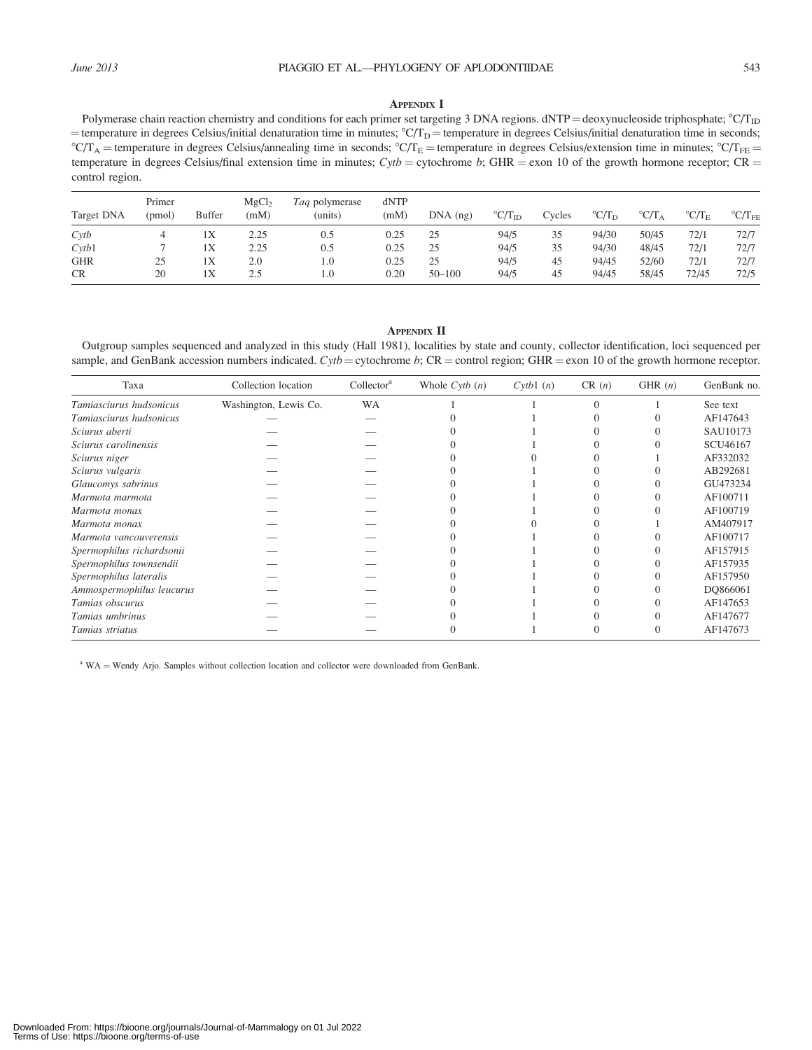## Appendix I

Polymerase chain reaction chemistry and conditions for each primer set targeting 3 DNA regions. dNTP = deoxynucleoside triphosphate; °C/$T_{ID}$ = temperature in degrees Celsius/initial denaturation time in minutes; °C/$T_D$ = temperature in degrees Celsius/initial denaturation time in seconds; °C/$T_A$ = temperature in degrees Celsius/annealing time in seconds; °C/$T_E$ = temperature in degrees Celsius/extension time in minutes; °C/$T_{FE}$ = temperature in degrees Celsius/final extension time in minutes; *Cytb* = cytochrome *b*; GHR = exon 10 of the growth hormone receptor; CR = control region.

| Target DNA | Primer (pmol) | Buffer | $MgCl_2$ (mM) | *Taq* polymerase (units) | dNTP (mM) | DNA (ng) | °C/$T_{ID}$ | Cycles | °C/$T_D$ | °C/$T_A$ | °C/$T_E$ | °C/$T_{FE}$ |
|---|---|---|---|---|---|---|---|---|---|---|---|---|
| *Cytb* | 4 | 1X | 2.25 | 0.5 | 0.25 | 25 | 94/5 | 35 | 94/30 | 50/45 | 72/1 | 72/7 |
| *Cytb*1 | 7 | 1X | 2.25 | 0.5 | 0.25 | 25 | 94/5 | 35 | 94/30 | 48/45 | 72/1 | 72/7 |
| GHR | 25 | 1X | 2.0 | 1.0 | 0.25 | 25 | 94/5 | 45 | 94/45 | 52/60 | 72/1 | 72/7 |
| CR | 20 | 1X | 2.5 | 1.0 | 0.20 | 50–100 | 94/5 | 45 | 94/45 | 58/45 | 72/45 | 72/5 |

## Appendix II

Outgroup samples sequenced and analyzed in this study (Hall 1981), localities by state and county, collector identification, loci sequenced per sample, and GenBank accession numbers indicated. *Cytb* = cytochrome *b*; CR = control region; GHR = exon 10 of the growth hormone receptor.

| Taxa | Collection location | Collector[a] | Whole *Cytb* (*n*) | *Cytb*1 (*n*) | CR (*n*) | GHR (*n*) | GenBank no. |
|---|---|---|---|---|---|---|---|
| *Tamiasciurus hudsonicus* | Washington, Lewis Co. | WA | 1 | 1 | 0 | 1 | See text |
| *Tamiasciurus hudsonicus* | — | — | 0 | 1 | 0 | 0 | AF147643 |
| *Sciurus aberti* | — | — | 0 | 1 | 0 | 0 | SAU10173 |
| *Sciurus carolinensis* | — | — | 0 | 1 | 0 | 0 | SCU46167 |
| *Sciurus niger* | — | — | 0 | 0 | 0 | 1 | AF332032 |
| *Sciurus vulgaris* | — | — | 0 | 1 | 0 | 0 | AB292681 |
| *Glaucomys sabrinus* | — | — | 0 | 1 | 0 | 0 | GU473234 |
| *Marmota marmota* | — | — | 0 | 1 | 0 | 0 | AF100711 |
| *Marmota monax* | — | — | 0 | 1 | 0 | 0 | AF100719 |
| *Marmota monax* | — | — | 0 | 0 | 0 | 1 | AM407917 |
| *Marmota vancouverensis* | — | — | 0 | 1 | 0 | 0 | AF100717 |
| *Spermophilus richardsonii* | — | — | 0 | 1 | 0 | 0 | AF157915 |
| *Spermophilus townsendii* | — | — | 0 | 1 | 0 | 0 | AF157935 |
| *Spermophilus lateralis* | — | — | 0 | 1 | 0 | 0 | AF157950 |
| *Ammospermophilus leucurus* | — | — | 0 | 1 | 0 | 0 | DQ866061 |
| *Tamias obscurus* | — | — | 0 | 1 | 0 | 0 | AF147653 |
| *Tamias umbrinus* | — | — | 0 | 1 | 0 | 0 | AF147677 |
| *Tamias striatus* | — | — | 0 | 1 | 0 | 0 | AF147673 |

[a] WA = Wendy Arjo. Samples without collection location and collector were downloaded from GenBank.